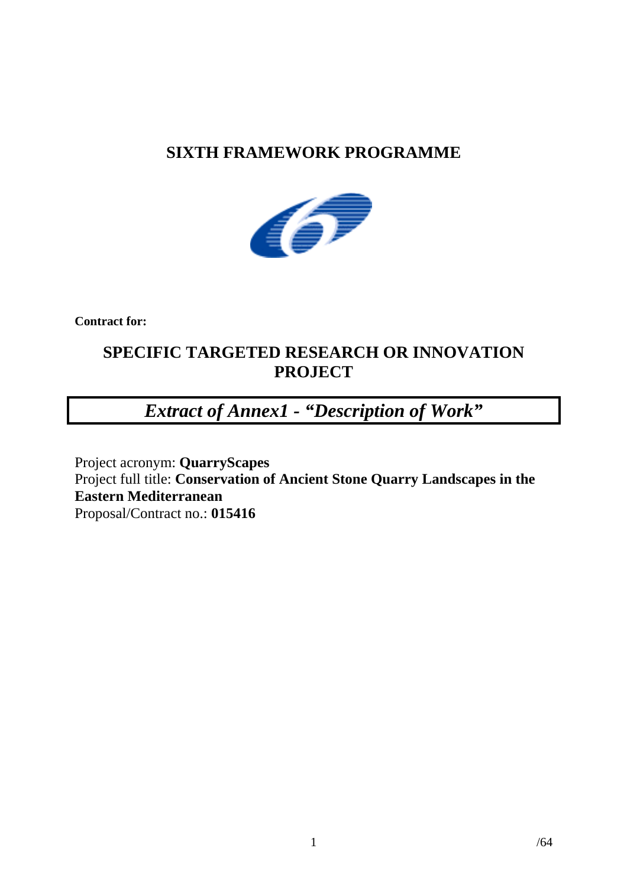# SIXTH FRAMEWORK PROGRAMME

**Contract for:**

## SPECIFIC TARGETED RESEARCH OR INNOVATION PROJECT

## *Extract of Annex1 - "Description of Work"*

Project acronym: **QuarryScapes**
Project full title: **Conservation of Ancient Stone Quarry Landscapes in the Eastern Mediterranean**
Proposal/Contract no.: **015416**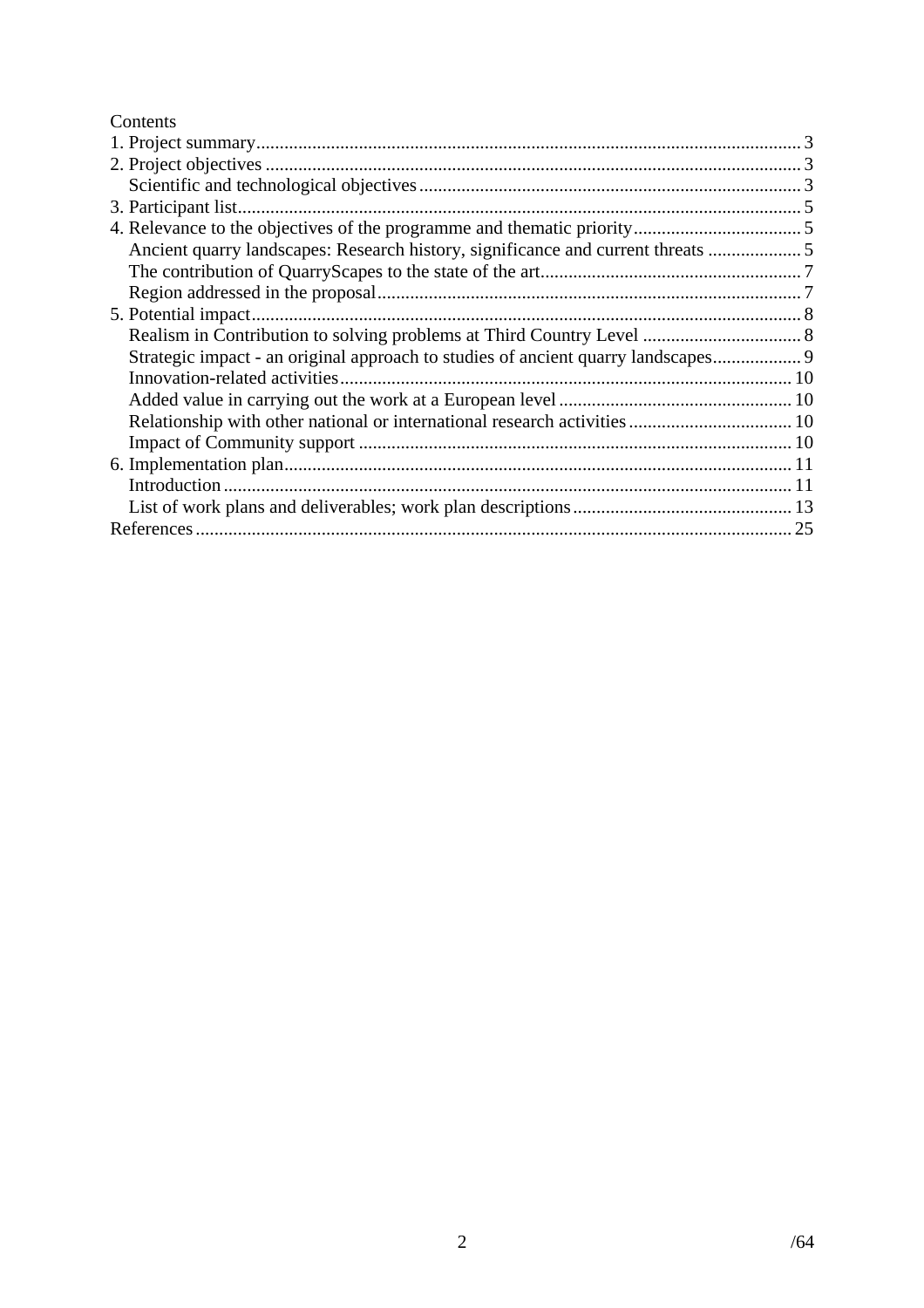Contents

1. Project summary .......... 3
2. Project objectives .......... 3
   - Scientific and technological objectives .......... 3
3. Participant list .......... 5
4. Relevance to the objectives of the programme and thematic priority .......... 5
   - Ancient quarry landscapes: Research history, significance and current threats .......... 5
   - The contribution of QuarryScapes to the state of the art .......... 7
   - Region addressed in the proposal .......... 7
5. Potential impact .......... 8
   - Realism in Contribution to solving problems at Third Country Level .......... 8
   - Strategic impact - an original approach to studies of ancient quarry landscapes .......... 9
   - Innovation-related activities .......... 10
   - Added value in carrying out the work at a European level .......... 10
   - Relationship with other national or international research activities .......... 10
   - Impact of Community support .......... 10
6. Implementation plan .......... 11
   - Introduction .......... 11
   - List of work plans and deliverables; work plan descriptions .......... 13

References .......... 25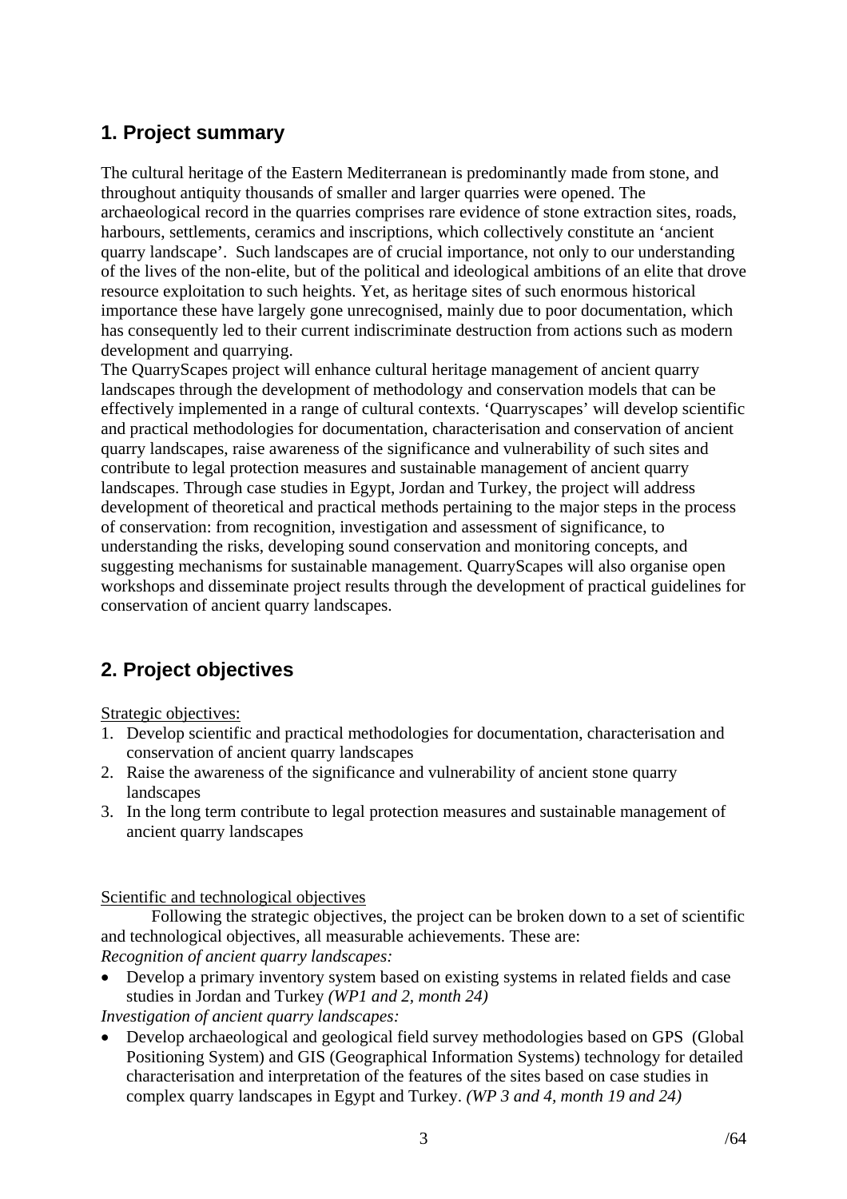## 1. Project summary

The cultural heritage of the Eastern Mediterranean is predominantly made from stone, and throughout antiquity thousands of smaller and larger quarries were opened. The archaeological record in the quarries comprises rare evidence of stone extraction sites, roads, harbours, settlements, ceramics and inscriptions, which collectively constitute an 'ancient quarry landscape'. Such landscapes are of crucial importance, not only to our understanding of the lives of the non-elite, but of the political and ideological ambitions of an elite that drove resource exploitation to such heights. Yet, as heritage sites of such enormous historical importance these have largely gone unrecognised, mainly due to poor documentation, which has consequently led to their current indiscriminate destruction from actions such as modern development and quarrying.

The QuarryScapes project will enhance cultural heritage management of ancient quarry landscapes through the development of methodology and conservation models that can be effectively implemented in a range of cultural contexts. 'Quarryscapes' will develop scientific and practical methodologies for documentation, characterisation and conservation of ancient quarry landscapes, raise awareness of the significance and vulnerability of such sites and contribute to legal protection measures and sustainable management of ancient quarry landscapes. Through case studies in Egypt, Jordan and Turkey, the project will address development of theoretical and practical methods pertaining to the major steps in the process of conservation: from recognition, investigation and assessment of significance, to understanding the risks, developing sound conservation and monitoring concepts, and suggesting mechanisms for sustainable management. QuarryScapes will also organise open workshops and disseminate project results through the development of practical guidelines for conservation of ancient quarry landscapes.

## 2. Project objectives

Strategic objectives:

1. Develop scientific and practical methodologies for documentation, characterisation and conservation of ancient quarry landscapes
2. Raise the awareness of the significance and vulnerability of ancient stone quarry landscapes
3. In the long term contribute to legal protection measures and sustainable management of ancient quarry landscapes

Scientific and technological objectives

Following the strategic objectives, the project can be broken down to a set of scientific and technological objectives, all measurable achievements. These are:

*Recognition of ancient quarry landscapes:*

- Develop a primary inventory system based on existing systems in related fields and case studies in Jordan and Turkey *(WP1 and 2, month 24)*

*Investigation of ancient quarry landscapes:*

- Develop archaeological and geological field survey methodologies based on GPS (Global Positioning System) and GIS (Geographical Information Systems) technology for detailed characterisation and interpretation of the features of the sites based on case studies in complex quarry landscapes in Egypt and Turkey. *(WP 3 and 4, month 19 and 24)*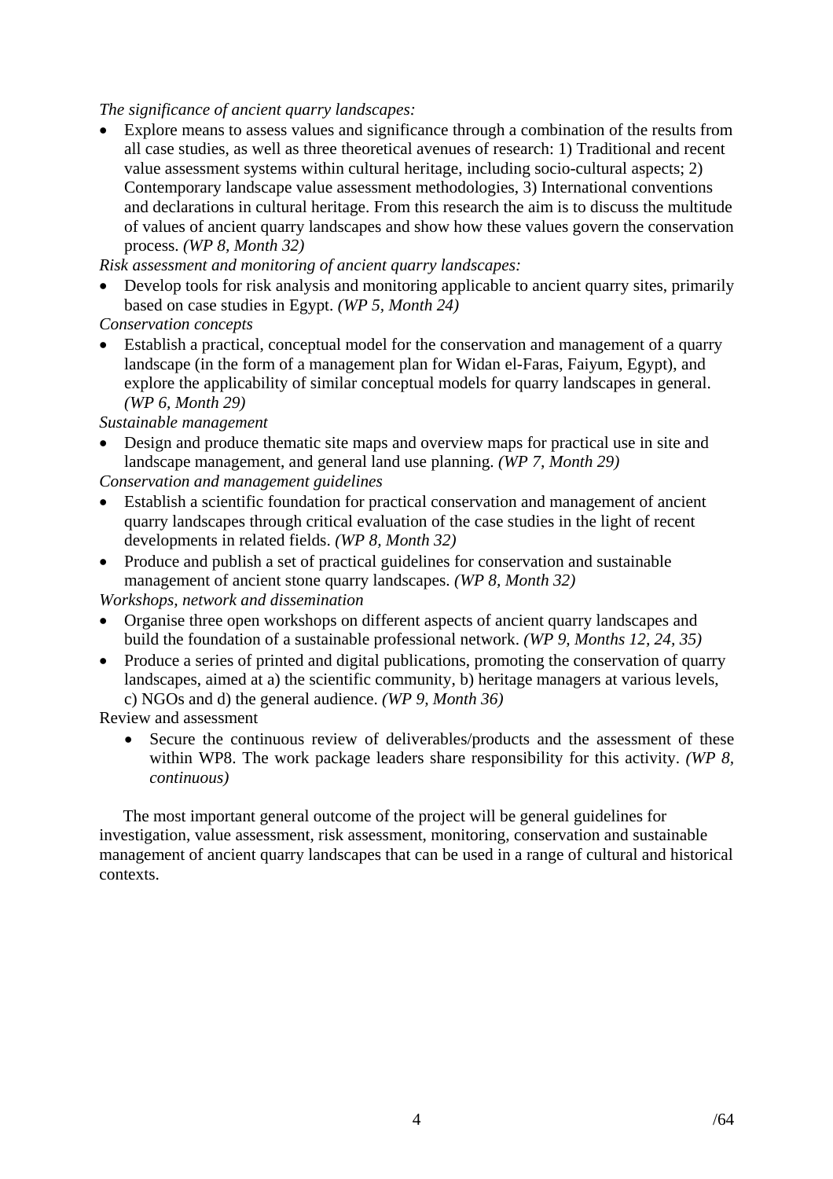*The significance of ancient quarry landscapes:*

- Explore means to assess values and significance through a combination of the results from all case studies, as well as three theoretical avenues of research: 1) Traditional and recent value assessment systems within cultural heritage, including socio-cultural aspects; 2) Contemporary landscape value assessment methodologies, 3) International conventions and declarations in cultural heritage. From this research the aim is to discuss the multitude of values of ancient quarry landscapes and show how these values govern the conservation process. *(WP 8, Month 32)*

*Risk assessment and monitoring of ancient quarry landscapes:*

- Develop tools for risk analysis and monitoring applicable to ancient quarry sites, primarily based on case studies in Egypt. *(WP 5, Month 24)*

*Conservation concepts*

- Establish a practical, conceptual model for the conservation and management of a quarry landscape (in the form of a management plan for Widan el-Faras, Faiyum, Egypt), and explore the applicability of similar conceptual models for quarry landscapes in general. *(WP 6, Month 29)*

*Sustainable management*

- Design and produce thematic site maps and overview maps for practical use in site and landscape management, and general land use planning. *(WP 7, Month 29)*

*Conservation and management guidelines*

- Establish a scientific foundation for practical conservation and management of ancient quarry landscapes through critical evaluation of the case studies in the light of recent developments in related fields. *(WP 8, Month 32)*
- Produce and publish a set of practical guidelines for conservation and sustainable management of ancient stone quarry landscapes. *(WP 8, Month 32)*

*Workshops, network and dissemination*

- Organise three open workshops on different aspects of ancient quarry landscapes and build the foundation of a sustainable professional network. *(WP 9, Months 12, 24, 35)*
- Produce a series of printed and digital publications, promoting the conservation of quarry landscapes, aimed at a) the scientific community, b) heritage managers at various levels, c) NGOs and d) the general audience. *(WP 9, Month 36)*

Review and assessment

- Secure the continuous review of deliverables/products and the assessment of these within WP8. The work package leaders share responsibility for this activity. *(WP 8, continuous)*

The most important general outcome of the project will be general guidelines for investigation, value assessment, risk assessment, monitoring, conservation and sustainable management of ancient quarry landscapes that can be used in a range of cultural and historical contexts.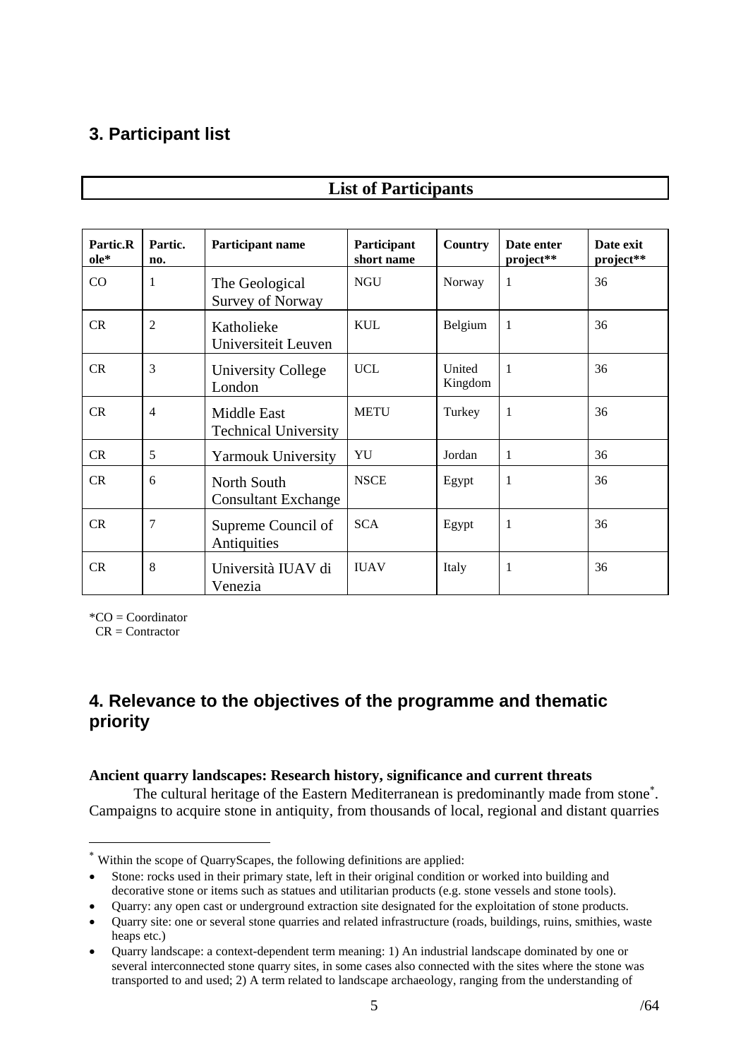## 3. Participant list

**List of Participants**

| Partic.Role* | Partic. no. | Participant name | Participant short name | Country | Date enter project** | Date exit project** |
|---|---|---|---|---|---|---|
| CO | 1 | The Geological Survey of Norway | NGU | Norway | 1 | 36 |
| CR | 2 | Katholieke Universiteit Leuven | KUL | Belgium | 1 | 36 |
| CR | 3 | University College London | UCL | United Kingdom | 1 | 36 |
| CR | 4 | Middle East Technical University | METU | Turkey | 1 | 36 |
| CR | 5 | Yarmouk University | YU | Jordan | 1 | 36 |
| CR | 6 | North South Consultant Exchange | NSCE | Egypt | 1 | 36 |
| CR | 7 | Supreme Council of Antiquities | SCA | Egypt | 1 | 36 |
| CR | 8 | Università IUAV di Venezia | IUAV | Italy | 1 | 36 |

*CO = Coordinator
CR = Contractor

## 4. Relevance to the objectives of the programme and thematic priority

**Ancient quarry landscapes: Research history, significance and current threats**

The cultural heritage of the Eastern Mediterranean is predominantly made from stone[*]. Campaigns to acquire stone in antiquity, from thousands of local, regional and distant quarries

[*] Within the scope of QuarryScapes, the following definitions are applied:

- Stone: rocks used in their primary state, left in their original condition or worked into building and decorative stone or items such as statues and utilitarian products (e.g. stone vessels and stone tools).
- Quarry: any open cast or underground extraction site designated for the exploitation of stone products.
- Quarry site: one or several stone quarries and related infrastructure (roads, buildings, ruins, smithies, waste heaps etc.)
- Quarry landscape: a context-dependent term meaning: 1) An industrial landscape dominated by one or several interconnected stone quarry sites, in some cases also connected with the sites where the stone was transported to and used; 2) A term related to landscape archaeology, ranging from the understanding of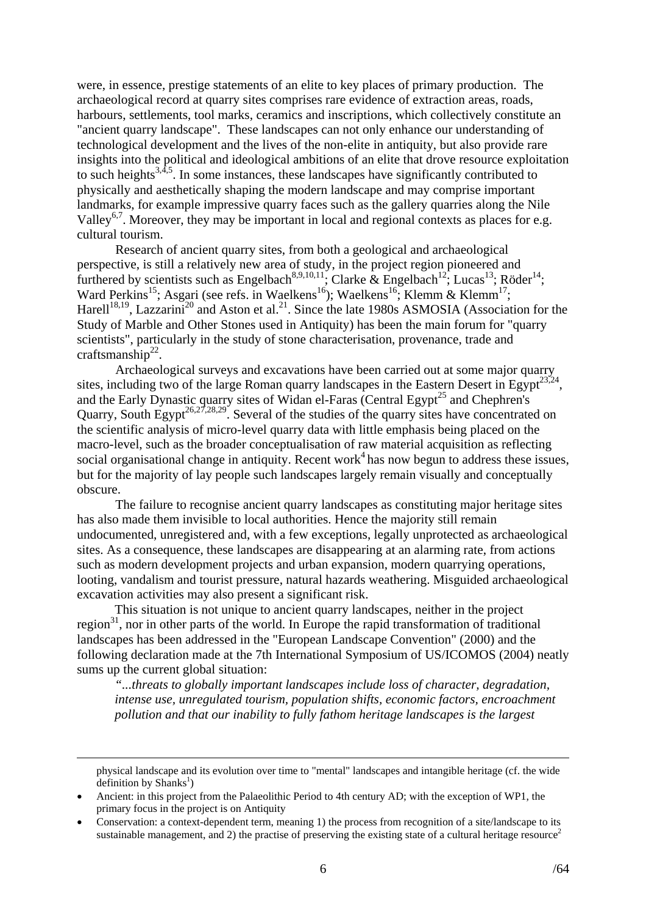were, in essence, prestige statements of an elite to key places of primary production. The archaeological record at quarry sites comprises rare evidence of extraction areas, roads, harbours, settlements, tool marks, ceramics and inscriptions, which collectively constitute an "ancient quarry landscape". These landscapes can not only enhance our understanding of technological development and the lives of the non-elite in antiquity, but also provide rare insights into the political and ideological ambitions of an elite that drove resource exploitation to such heights[3,4,5]. In some instances, these landscapes have significantly contributed to physically and aesthetically shaping the modern landscape and may comprise important landmarks, for example impressive quarry faces such as the gallery quarries along the Nile Valley[6,7]. Moreover, they may be important in local and regional contexts as places for e.g. cultural tourism.

Research of ancient quarry sites, from both a geological and archaeological perspective, is still a relatively new area of study, in the project region pioneered and furthered by scientists such as Engelbach[8,9,10,11]; Clarke & Engelbach[12]; Lucas[13]; Röder[14]; Ward Perkins[15]; Asgari (see refs. in Waelkens[16]); Waelkens[16]; Klemm & Klemm[17]; Harell[18,19], Lazzarini[20] and Aston et al.[21]. Since the late 1980s ASMOSIA (Association for the Study of Marble and Other Stones used in Antiquity) has been the main forum for "quarry scientists", particularly in the study of stone characterisation, provenance, trade and craftsmanship[22].

Archaeological surveys and excavations have been carried out at some major quarry sites, including two of the large Roman quarry landscapes in the Eastern Desert in Egypt[23,24], and the Early Dynastic quarry sites of Widan el-Faras (Central Egypt[25] and Chephren's Quarry, South Egypt[26,27,28,29]. Several of the studies of the quarry sites have concentrated on the scientific analysis of micro-level quarry data with little emphasis being placed on the macro-level, such as the broader conceptualisation of raw material acquisition as reflecting social organisational change in antiquity. Recent work[4] has now begun to address these issues, but for the majority of lay people such landscapes largely remain visually and conceptually obscure.

The failure to recognise ancient quarry landscapes as constituting major heritage sites has also made them invisible to local authorities. Hence the majority still remain undocumented, unregistered and, with a few exceptions, legally unprotected as archaeological sites. As a consequence, these landscapes are disappearing at an alarming rate, from actions such as modern development projects and urban expansion, modern quarrying operations, looting, vandalism and tourist pressure, natural hazards weathering. Misguided archaeological excavation activities may also present a significant risk.

This situation is not unique to ancient quarry landscapes, neither in the project region[31], nor in other parts of the world. In Europe the rapid transformation of traditional landscapes has been addressed in the "European Landscape Convention" (2000) and the following declaration made at the 7th International Symposium of US/ICOMOS (2004) neatly sums up the current global situation:

*"...threats to globally important landscapes include loss of character, degradation, intense use, unregulated tourism, population shifts, economic factors, encroachment pollution and that our inability to fully fathom heritage landscapes is the largest*

---

physical landscape and its evolution over time to "mental" landscapes and intangible heritage (cf. the wide definition by Shanks[1])

- Ancient: in this project from the Palaeolithic Period to 4th century AD; with the exception of WP1, the primary focus in the project is on Antiquity
- Conservation: a context-dependent term, meaning 1) the process from recognition of a site/landscape to its sustainable management, and 2) the practise of preserving the existing state of a cultural heritage resource[2]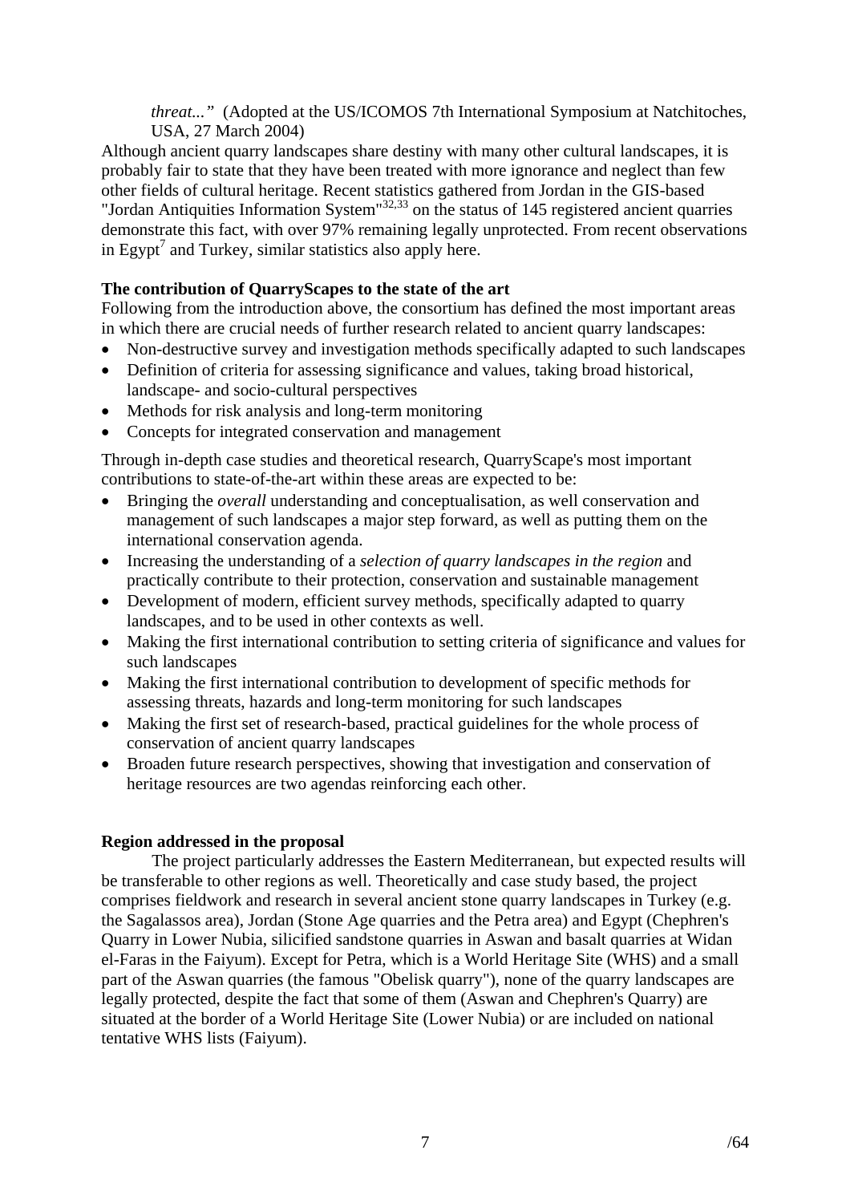> *threat..."* (Adopted at the US/ICOMOS 7th International Symposium at Natchitoches, USA, 27 March 2004)

Although ancient quarry landscapes share destiny with many other cultural landscapes, it is probably fair to state that they have been treated with more ignorance and neglect than few other fields of cultural heritage. Recent statistics gathered from Jordan in the GIS-based "Jordan Antiquities Information System"[32,33] on the status of 145 registered ancient quarries demonstrate this fact, with over 97% remaining legally unprotected. From recent observations in Egypt[7] and Turkey, similar statistics also apply here.

**The contribution of QuarryScapes to the state of the art**

Following from the introduction above, the consortium has defined the most important areas in which there are crucial needs of further research related to ancient quarry landscapes:

- Non-destructive survey and investigation methods specifically adapted to such landscapes
- Definition of criteria for assessing significance and values, taking broad historical, landscape- and socio-cultural perspectives
- Methods for risk analysis and long-term monitoring
- Concepts for integrated conservation and management

Through in-depth case studies and theoretical research, QuarryScape's most important contributions to state-of-the-art within these areas are expected to be:

- Bringing the *overall* understanding and conceptualisation, as well conservation and management of such landscapes a major step forward, as well as putting them on the international conservation agenda.
- Increasing the understanding of a *selection of quarry landscapes in the region* and practically contribute to their protection, conservation and sustainable management
- Development of modern, efficient survey methods, specifically adapted to quarry landscapes, and to be used in other contexts as well.
- Making the first international contribution to setting criteria of significance and values for such landscapes
- Making the first international contribution to development of specific methods for assessing threats, hazards and long-term monitoring for such landscapes
- Making the first set of research-based, practical guidelines for the whole process of conservation of ancient quarry landscapes
- Broaden future research perspectives, showing that investigation and conservation of heritage resources are two agendas reinforcing each other.

**Region addressed in the proposal**

The project particularly addresses the Eastern Mediterranean, but expected results will be transferable to other regions as well. Theoretically and case study based, the project comprises fieldwork and research in several ancient stone quarry landscapes in Turkey (e.g. the Sagalassos area), Jordan (Stone Age quarries and the Petra area) and Egypt (Chephren's Quarry in Lower Nubia, silicified sandstone quarries in Aswan and basalt quarries at Widan el-Faras in the Faiyum). Except for Petra, which is a World Heritage Site (WHS) and a small part of the Aswan quarries (the famous "Obelisk quarry"), none of the quarry landscapes are legally protected, despite the fact that some of them (Aswan and Chephren's Quarry) are situated at the border of a World Heritage Site (Lower Nubia) or are included on national tentative WHS lists (Faiyum).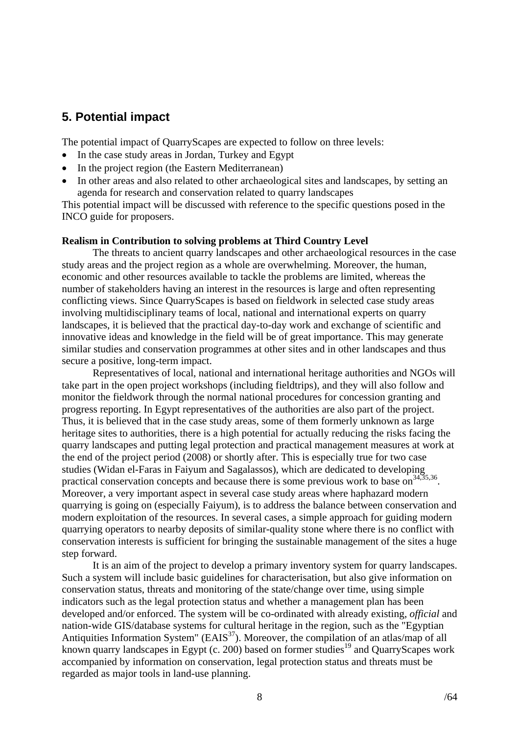## 5. Potential impact

The potential impact of QuarryScapes are expected to follow on three levels:

- In the case study areas in Jordan, Turkey and Egypt
- In the project region (the Eastern Mediterranean)
- In other areas and also related to other archaeological sites and landscapes, by setting an agenda for research and conservation related to quarry landscapes

This potential impact will be discussed with reference to the specific questions posed in the INCO guide for proposers.

**Realism in Contribution to solving problems at Third Country Level**

The threats to ancient quarry landscapes and other archaeological resources in the case study areas and the project region as a whole are overwhelming. Moreover, the human, economic and other resources available to tackle the problems are limited, whereas the number of stakeholders having an interest in the resources is large and often representing conflicting views. Since QuarryScapes is based on fieldwork in selected case study areas involving multidisciplinary teams of local, national and international experts on quarry landscapes, it is believed that the practical day-to-day work and exchange of scientific and innovative ideas and knowledge in the field will be of great importance. This may generate similar studies and conservation programmes at other sites and in other landscapes and thus secure a positive, long-term impact.

Representatives of local, national and international heritage authorities and NGOs will take part in the open project workshops (including fieldtrips), and they will also follow and monitor the fieldwork through the normal national procedures for concession granting and progress reporting. In Egypt representatives of the authorities are also part of the project. Thus, it is believed that in the case study areas, some of them formerly unknown as large heritage sites to authorities, there is a high potential for actually reducing the risks facing the quarry landscapes and putting legal protection and practical management measures at work at the end of the project period (2008) or shortly after. This is especially true for two case studies (Widan el-Faras in Faiyum and Sagalassos), which are dedicated to developing practical conservation concepts and because there is some previous work to base on[34,35,36]. Moreover, a very important aspect in several case study areas where haphazard modern quarrying is going on (especially Faiyum), is to address the balance between conservation and modern exploitation of the resources. In several cases, a simple approach for guiding modern quarrying operators to nearby deposits of similar-quality stone where there is no conflict with conservation interests is sufficient for bringing the sustainable management of the sites a huge step forward.

It is an aim of the project to develop a primary inventory system for quarry landscapes. Such a system will include basic guidelines for characterisation, but also give information on conservation status, threats and monitoring of the state/change over time, using simple indicators such as the legal protection status and whether a management plan has been developed and/or enforced. The system will be co-ordinated with already existing, *official* and nation-wide GIS/database systems for cultural heritage in the region, such as the "Egyptian Antiquities Information System" (EAIS[37]). Moreover, the compilation of an atlas/map of all known quarry landscapes in Egypt (c. 200) based on former studies[19] and QuarryScapes work accompanied by information on conservation, legal protection status and threats must be regarded as major tools in land-use planning.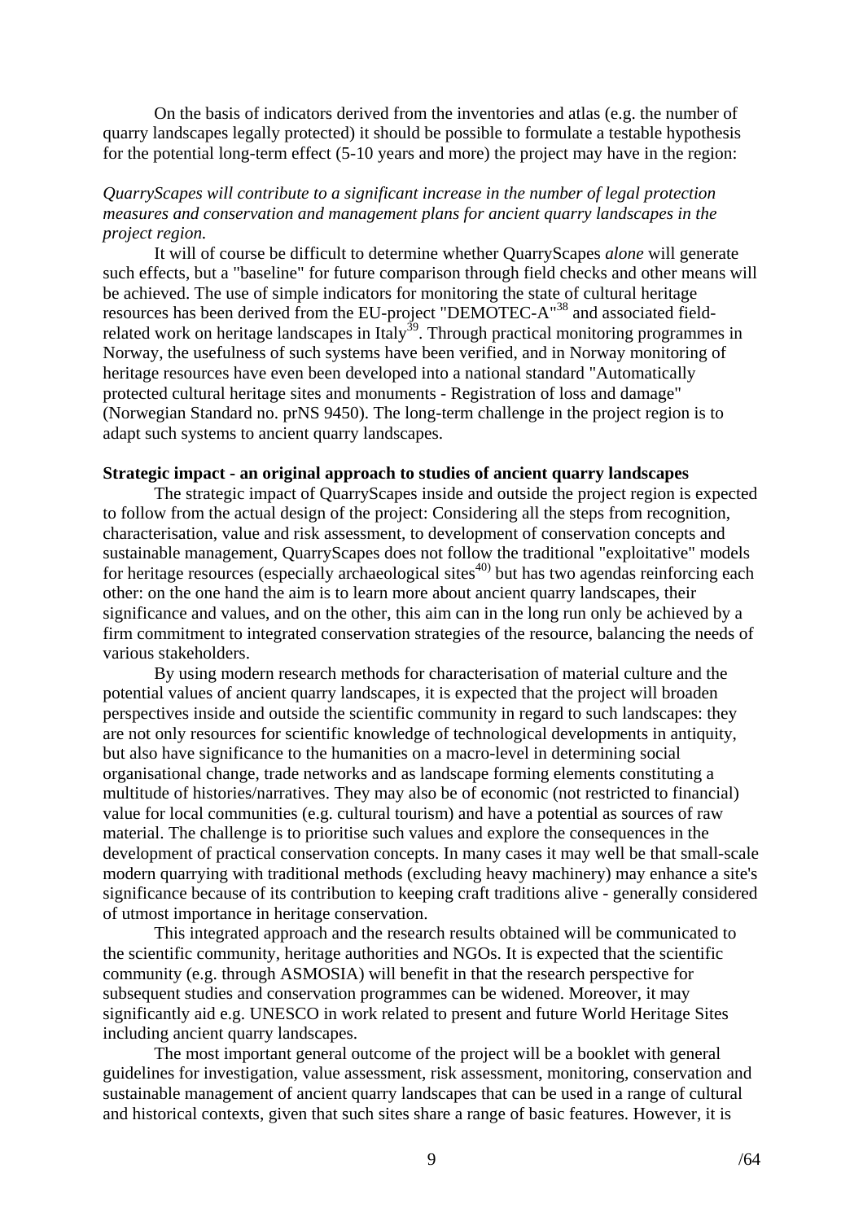On the basis of indicators derived from the inventories and atlas (e.g. the number of quarry landscapes legally protected) it should be possible to formulate a testable hypothesis for the potential long-term effect (5-10 years and more) the project may have in the region:

*QuarryScapes will contribute to a significant increase in the number of legal protection measures and conservation and management plans for ancient quarry landscapes in the project region.*

It will of course be difficult to determine whether QuarryScapes *alone* will generate such effects, but a "baseline" for future comparison through field checks and other means will be achieved. The use of simple indicators for monitoring the state of cultural heritage resources has been derived from the EU-project "DEMOTEC-A"[38] and associated field-related work on heritage landscapes in Italy[39]. Through practical monitoring programmes in Norway, the usefulness of such systems have been verified, and in Norway monitoring of heritage resources have even been developed into a national standard "Automatically protected cultural heritage sites and monuments - Registration of loss and damage" (Norwegian Standard no. prNS 9450). The long-term challenge in the project region is to adapt such systems to ancient quarry landscapes.

**Strategic impact - an original approach to studies of ancient quarry landscapes**

The strategic impact of QuarryScapes inside and outside the project region is expected to follow from the actual design of the project: Considering all the steps from recognition, characterisation, value and risk assessment, to development of conservation concepts and sustainable management, QuarryScapes does not follow the traditional "exploitative" models for heritage resources (especially archaeological sites[40]) but has two agendas reinforcing each other: on the one hand the aim is to learn more about ancient quarry landscapes, their significance and values, and on the other, this aim can in the long run only be achieved by a firm commitment to integrated conservation strategies of the resource, balancing the needs of various stakeholders.

By using modern research methods for characterisation of material culture and the potential values of ancient quarry landscapes, it is expected that the project will broaden perspectives inside and outside the scientific community in regard to such landscapes: they are not only resources for scientific knowledge of technological developments in antiquity, but also have significance to the humanities on a macro-level in determining social organisational change, trade networks and as landscape forming elements constituting a multitude of histories/narratives. They may also be of economic (not restricted to financial) value for local communities (e.g. cultural tourism) and have a potential as sources of raw material. The challenge is to prioritise such values and explore the consequences in the development of practical conservation concepts. In many cases it may well be that small-scale modern quarrying with traditional methods (excluding heavy machinery) may enhance a site's significance because of its contribution to keeping craft traditions alive - generally considered of utmost importance in heritage conservation.

This integrated approach and the research results obtained will be communicated to the scientific community, heritage authorities and NGOs. It is expected that the scientific community (e.g. through ASMOSIA) will benefit in that the research perspective for subsequent studies and conservation programmes can be widened. Moreover, it may significantly aid e.g. UNESCO in work related to present and future World Heritage Sites including ancient quarry landscapes.

The most important general outcome of the project will be a booklet with general guidelines for investigation, value assessment, risk assessment, monitoring, conservation and sustainable management of ancient quarry landscapes that can be used in a range of cultural and historical contexts, given that such sites share a range of basic features. However, it is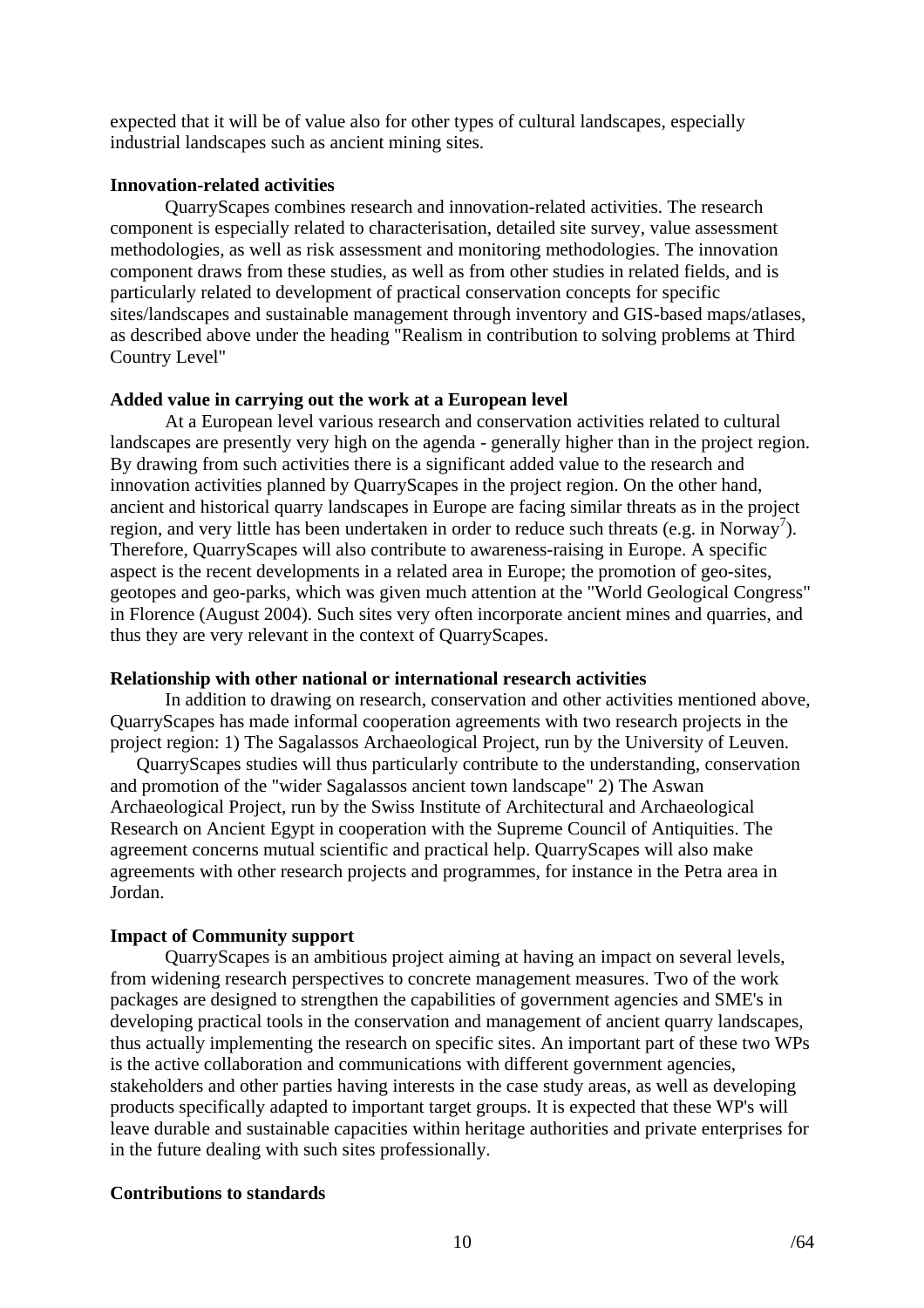expected that it will be of value also for other types of cultural landscapes, especially industrial landscapes such as ancient mining sites.

**Innovation-related activities**

QuarryScapes combines research and innovation-related activities. The research component is especially related to characterisation, detailed site survey, value assessment methodologies, as well as risk assessment and monitoring methodologies. The innovation component draws from these studies, as well as from other studies in related fields, and is particularly related to development of practical conservation concepts for specific sites/landscapes and sustainable management through inventory and GIS-based maps/atlases, as described above under the heading "Realism in contribution to solving problems at Third Country Level"

**Added value in carrying out the work at a European level**

At a European level various research and conservation activities related to cultural landscapes are presently very high on the agenda - generally higher than in the project region. By drawing from such activities there is a significant added value to the research and innovation activities planned by QuarryScapes in the project region. On the other hand, ancient and historical quarry landscapes in Europe are facing similar threats as in the project region, and very little has been undertaken in order to reduce such threats (e.g. in Norway[7]). Therefore, QuarryScapes will also contribute to awareness-raising in Europe. A specific aspect is the recent developments in a related area in Europe; the promotion of geo-sites, geotopes and geo-parks, which was given much attention at the "World Geological Congress" in Florence (August 2004). Such sites very often incorporate ancient mines and quarries, and thus they are very relevant in the context of QuarryScapes.

**Relationship with other national or international research activities**

In addition to drawing on research, conservation and other activities mentioned above, QuarryScapes has made informal cooperation agreements with two research projects in the project region: 1) The Sagalassos Archaeological Project, run by the University of Leuven.

QuarryScapes studies will thus particularly contribute to the understanding, conservation and promotion of the "wider Sagalassos ancient town landscape" 2) The Aswan Archaeological Project, run by the Swiss Institute of Architectural and Archaeological Research on Ancient Egypt in cooperation with the Supreme Council of Antiquities. The agreement concerns mutual scientific and practical help. QuarryScapes will also make agreements with other research projects and programmes, for instance in the Petra area in Jordan.

**Impact of Community support**

QuarryScapes is an ambitious project aiming at having an impact on several levels, from widening research perspectives to concrete management measures. Two of the work packages are designed to strengthen the capabilities of government agencies and SME's in developing practical tools in the conservation and management of ancient quarry landscapes, thus actually implementing the research on specific sites. An important part of these two WPs is the active collaboration and communications with different government agencies, stakeholders and other parties having interests in the case study areas, as well as developing products specifically adapted to important target groups. It is expected that these WP's will leave durable and sustainable capacities within heritage authorities and private enterprises for in the future dealing with such sites professionally.

**Contributions to standards**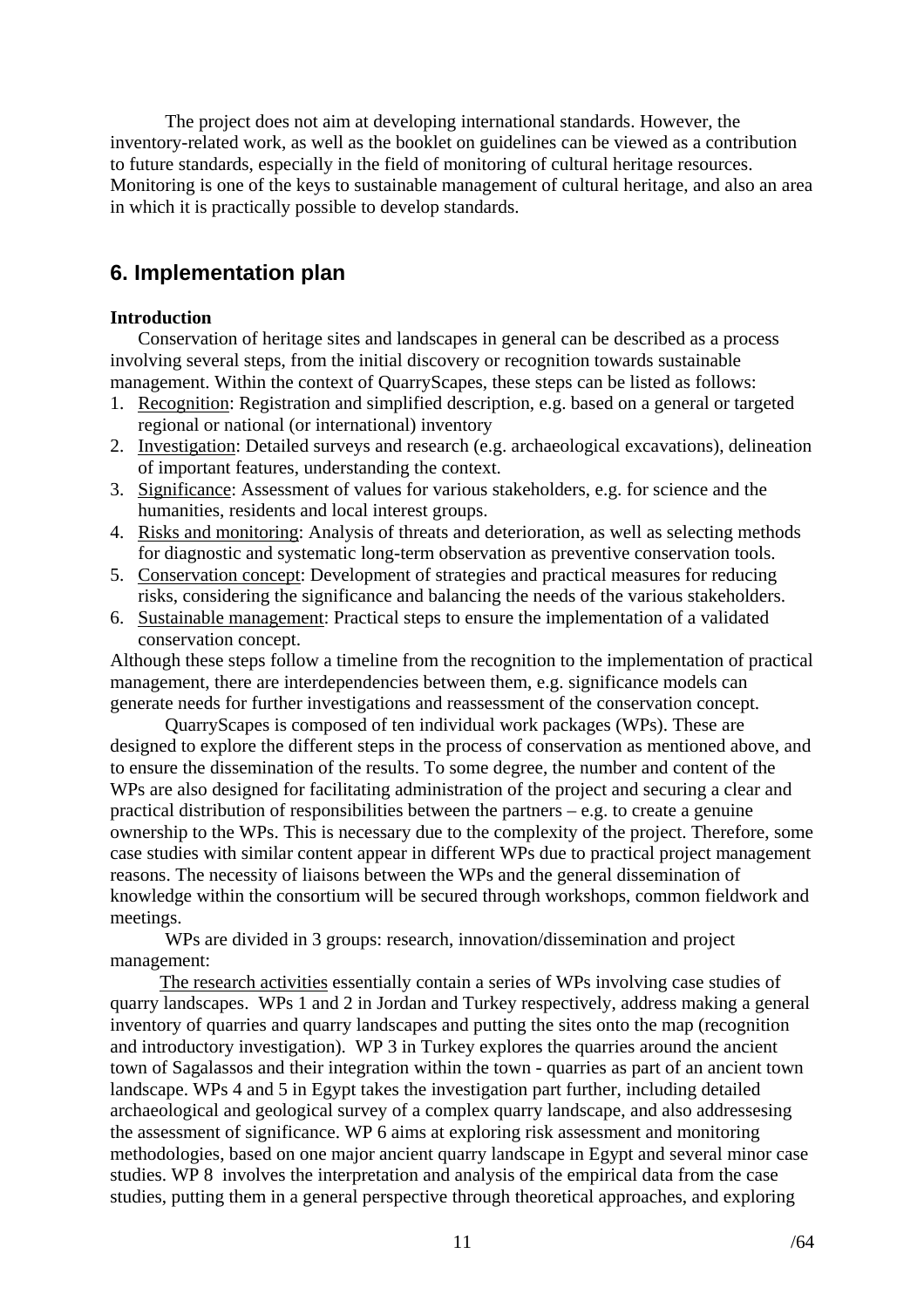The project does not aim at developing international standards. However, the inventory-related work, as well as the booklet on guidelines can be viewed as a contribution to future standards, especially in the field of monitoring of cultural heritage resources. Monitoring is one of the keys to sustainable management of cultural heritage, and also an area in which it is practically possible to develop standards.

## 6. Implementation plan

**Introduction**

Conservation of heritage sites and landscapes in general can be described as a process involving several steps, from the initial discovery or recognition towards sustainable management. Within the context of QuarryScapes, these steps can be listed as follows:

1. Recognition: Registration and simplified description, e.g. based on a general or targeted regional or national (or international) inventory
2. Investigation: Detailed surveys and research (e.g. archaeological excavations), delineation of important features, understanding the context.
3. Significance: Assessment of values for various stakeholders, e.g. for science and the humanities, residents and local interest groups.
4. Risks and monitoring: Analysis of threats and deterioration, as well as selecting methods for diagnostic and systematic long-term observation as preventive conservation tools.
5. Conservation concept: Development of strategies and practical measures for reducing risks, considering the significance and balancing the needs of the various stakeholders.
6. Sustainable management: Practical steps to ensure the implementation of a validated conservation concept.

Although these steps follow a timeline from the recognition to the implementation of practical management, there are interdependencies between them, e.g. significance models can generate needs for further investigations and reassessment of the conservation concept.

QuarryScapes is composed of ten individual work packages (WPs). These are designed to explore the different steps in the process of conservation as mentioned above, and to ensure the dissemination of the results. To some degree, the number and content of the WPs are also designed for facilitating administration of the project and securing a clear and practical distribution of responsibilities between the partners – e.g. to create a genuine ownership to the WPs. This is necessary due to the complexity of the project. Therefore, some case studies with similar content appear in different WPs due to practical project management reasons. The necessity of liaisons between the WPs and the general dissemination of knowledge within the consortium will be secured through workshops, common fieldwork and meetings.

WPs are divided in 3 groups: research, innovation/dissemination and project management:

The research activities essentially contain a series of WPs involving case studies of quarry landscapes. WPs 1 and 2 in Jordan and Turkey respectively, address making a general inventory of quarries and quarry landscapes and putting the sites onto the map (recognition and introductory investigation). WP 3 in Turkey explores the quarries around the ancient town of Sagalassos and their integration within the town - quarries as part of an ancient town landscape. WPs 4 and 5 in Egypt takes the investigation part further, including detailed archaeological and geological survey of a complex quarry landscape, and also addressesing the assessment of significance. WP 6 aims at exploring risk assessment and monitoring methodologies, based on one major ancient quarry landscape in Egypt and several minor case studies. WP 8 involves the interpretation and analysis of the empirical data from the case studies, putting them in a general perspective through theoretical approaches, and exploring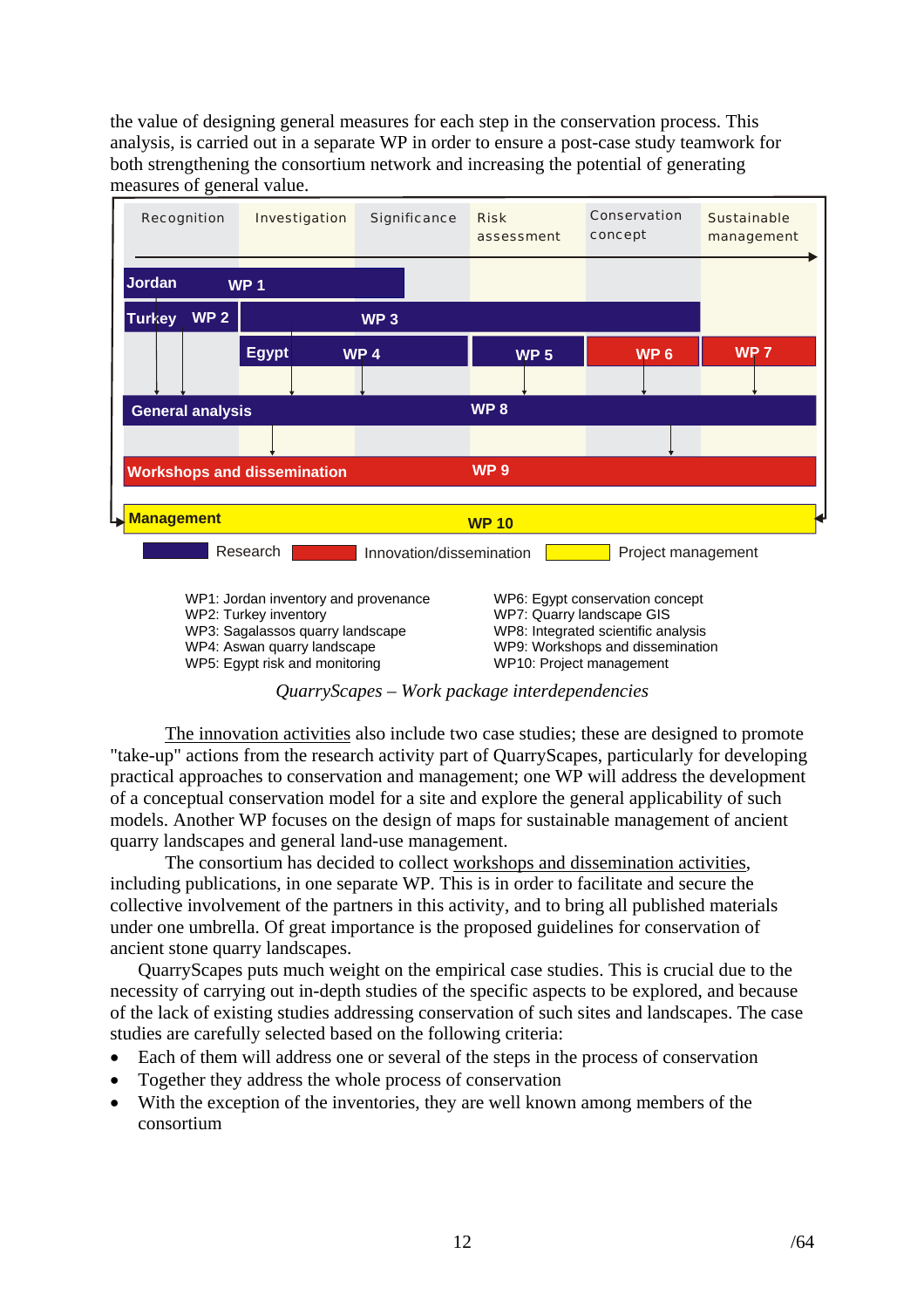the value of designing general measures for each step in the conservation process. This analysis, is carried out in a separate WP in order to ensure a post-case study teamwork for both strengthening the consortium network and increasing the potential of generating measures of general value.

Recognition | Investigation | Significance | Risk assessment | Conservation concept | Sustainable management

Jordan WP 1

Turkey WP 2 — WP 3

Egypt WP 4 — WP 5 — WP 6 — WP 7

General analysis WP 8

Workshops and dissemination WP 9

Management WP 10

Research — Innovation/dissemination — Project management

WP1: Jordan inventory and provenance
WP2: Turkey inventory
WP3: Sagalassos quarry landscape
WP4: Aswan quarry landscape
WP5: Egypt risk and monitoring
WP6: Egypt conservation concept
WP7: Quarry landscape GIS
WP8: Integrated scientific analysis
WP9: Workshops and dissemination
WP10: Project management

*QuarryScapes – Work package interdependencies*

The innovation activities also include two case studies; these are designed to promote "take-up" actions from the research activity part of QuarryScapes, particularly for developing practical approaches to conservation and management; one WP will address the development of a conceptual conservation model for a site and explore the general applicability of such models. Another WP focuses on the design of maps for sustainable management of ancient quarry landscapes and general land-use management.

The consortium has decided to collect workshops and dissemination activities, including publications, in one separate WP. This is in order to facilitate and secure the collective involvement of the partners in this activity, and to bring all published materials under one umbrella. Of great importance is the proposed guidelines for conservation of ancient stone quarry landscapes.

QuarryScapes puts much weight on the empirical case studies. This is crucial due to the necessity of carrying out in-depth studies of the specific aspects to be explored, and because of the lack of existing studies addressing conservation of such sites and landscapes. The case studies are carefully selected based on the following criteria:

- Each of them will address one or several of the steps in the process of conservation
- Together they address the whole process of conservation
- With the exception of the inventories, they are well known among members of the consortium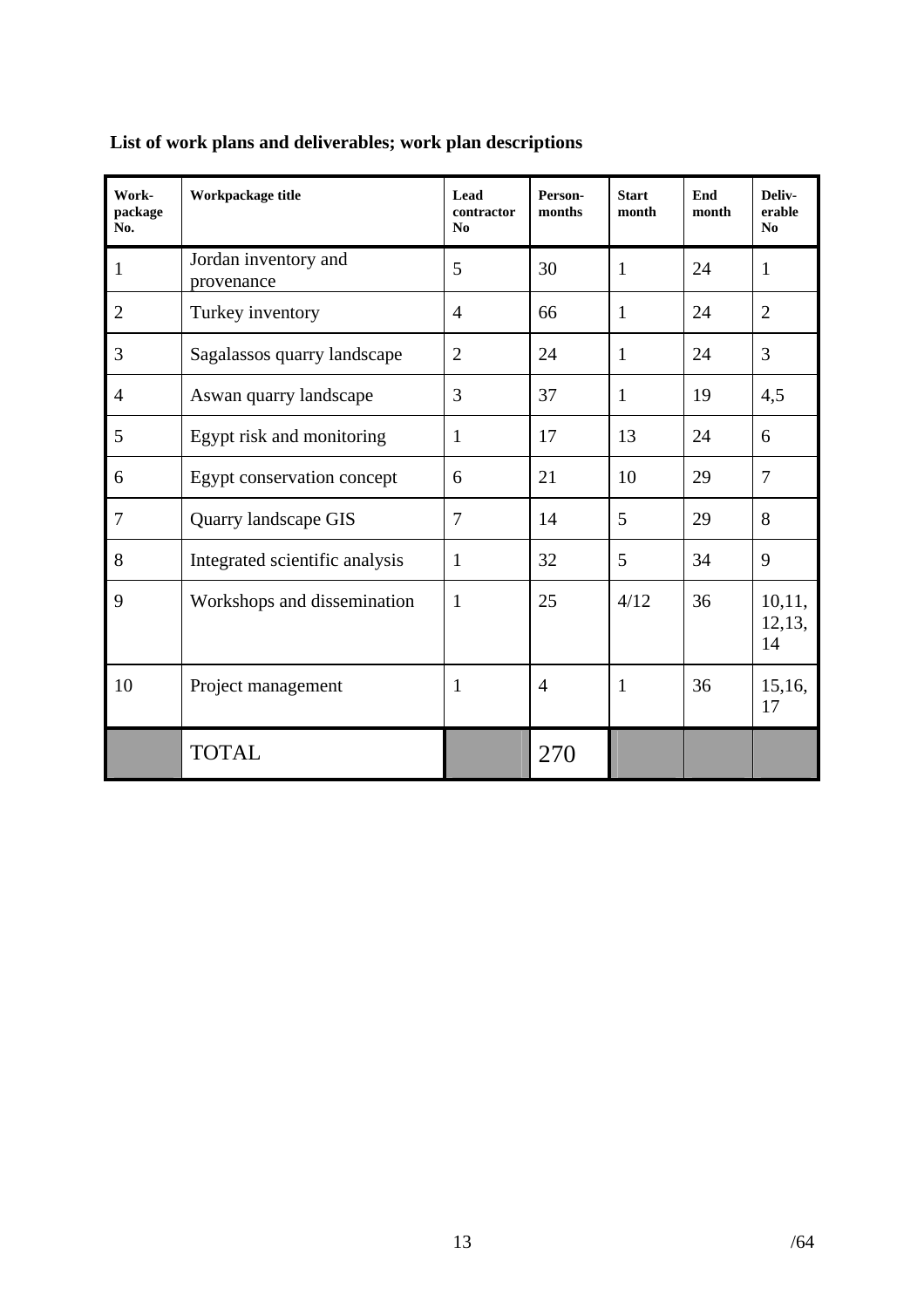**List of work plans and deliverables; work plan descriptions**

| Work-package No. | Workpackage title | Lead contractor No | Person-months | Start month | End month | Deliv-erable No |
|---|---|---|---|---|---|---|
| 1 | Jordan inventory and provenance | 5 | 30 | 1 | 24 | 1 |
| 2 | Turkey inventory | 4 | 66 | 1 | 24 | 2 |
| 3 | Sagalassos quarry landscape | 2 | 24 | 1 | 24 | 3 |
| 4 | Aswan quarry landscape | 3 | 37 | 1 | 19 | 4,5 |
| 5 | Egypt risk and monitoring | 1 | 17 | 13 | 24 | 6 |
| 6 | Egypt conservation concept | 6 | 21 | 10 | 29 | 7 |
| 7 | Quarry landscape GIS | 7 | 14 | 5 | 29 | 8 |
| 8 | Integrated scientific analysis | 1 | 32 | 5 | 34 | 9 |
| 9 | Workshops and dissemination | 1 | 25 | 4/12 | 36 | 10,11, 12,13, 14 |
| 10 | Project management | 1 | 4 | 1 | 36 | 15,16, 17 |
| | TOTAL | | 270 | | | |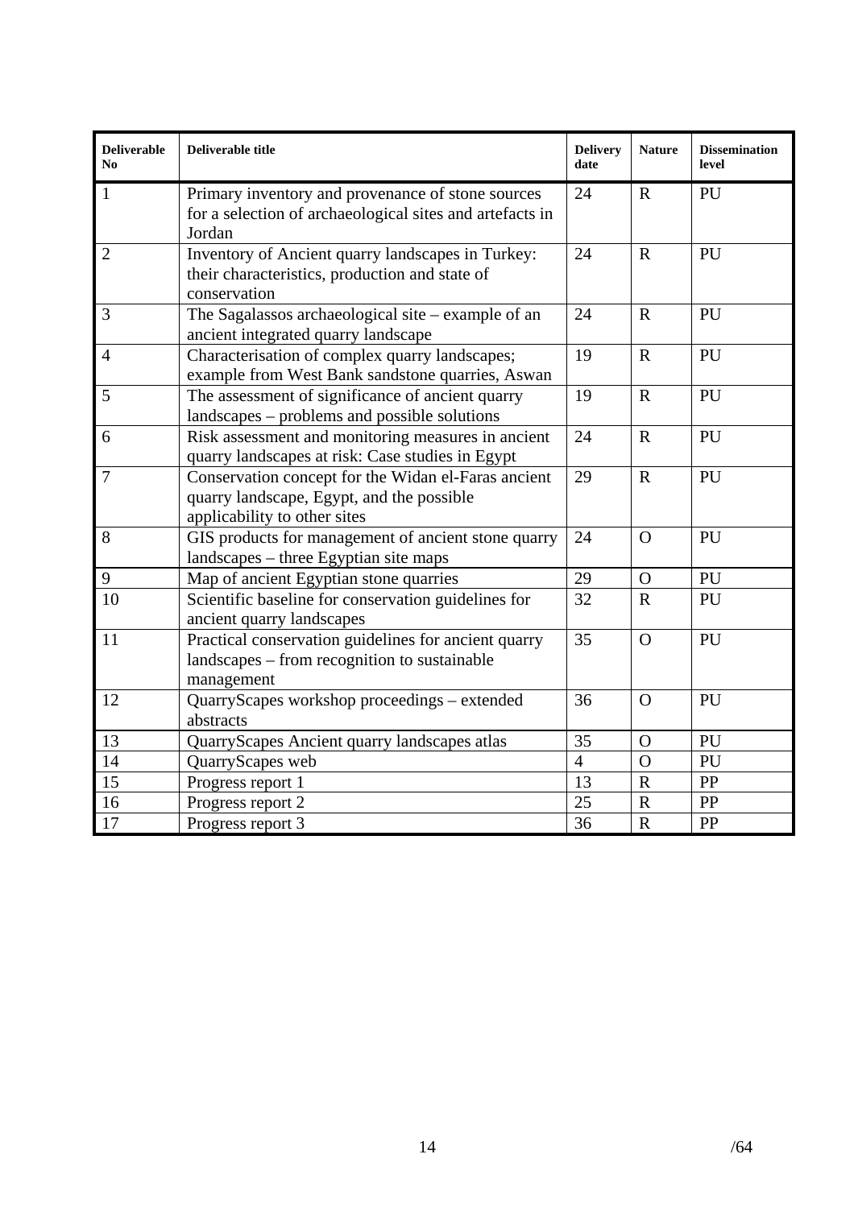| Deliverable No | Deliverable title | Delivery date | Nature | Dissemination level |
|---|---|---|---|---|
| 1 | Primary inventory and provenance of stone sources for a selection of archaeological sites and artefacts in Jordan | 24 | R | PU |
| 2 | Inventory of Ancient quarry landscapes in Turkey: their characteristics, production and state of conservation | 24 | R | PU |
| 3 | The Sagalassos archaeological site – example of an ancient integrated quarry landscape | 24 | R | PU |
| 4 | Characterisation of complex quarry landscapes; example from West Bank sandstone quarries, Aswan | 19 | R | PU |
| 5 | The assessment of significance of ancient quarry landscapes – problems and possible solutions | 19 | R | PU |
| 6 | Risk assessment and monitoring measures in ancient quarry landscapes at risk: Case studies in Egypt | 24 | R | PU |
| 7 | Conservation concept for the Widan el-Faras ancient quarry landscape, Egypt, and the possible applicability to other sites | 29 | R | PU |
| 8 | GIS products for management of ancient stone quarry landscapes – three Egyptian site maps | 24 | O | PU |
| 9 | Map of ancient Egyptian stone quarries | 29 | O | PU |
| 10 | Scientific baseline for conservation guidelines for ancient quarry landscapes | 32 | R | PU |
| 11 | Practical conservation guidelines for ancient quarry landscapes – from recognition to sustainable management | 35 | O | PU |
| 12 | QuarryScapes workshop proceedings – extended abstracts | 36 | O | PU |
| 13 | QuarryScapes Ancient quarry landscapes atlas | 35 | O | PU |
| 14 | QuarryScapes web | 4 | O | PU |
| 15 | Progress report 1 | 13 | R | PP |
| 16 | Progress report 2 | 25 | R | PP |
| 17 | Progress report 3 | 36 | R | PP |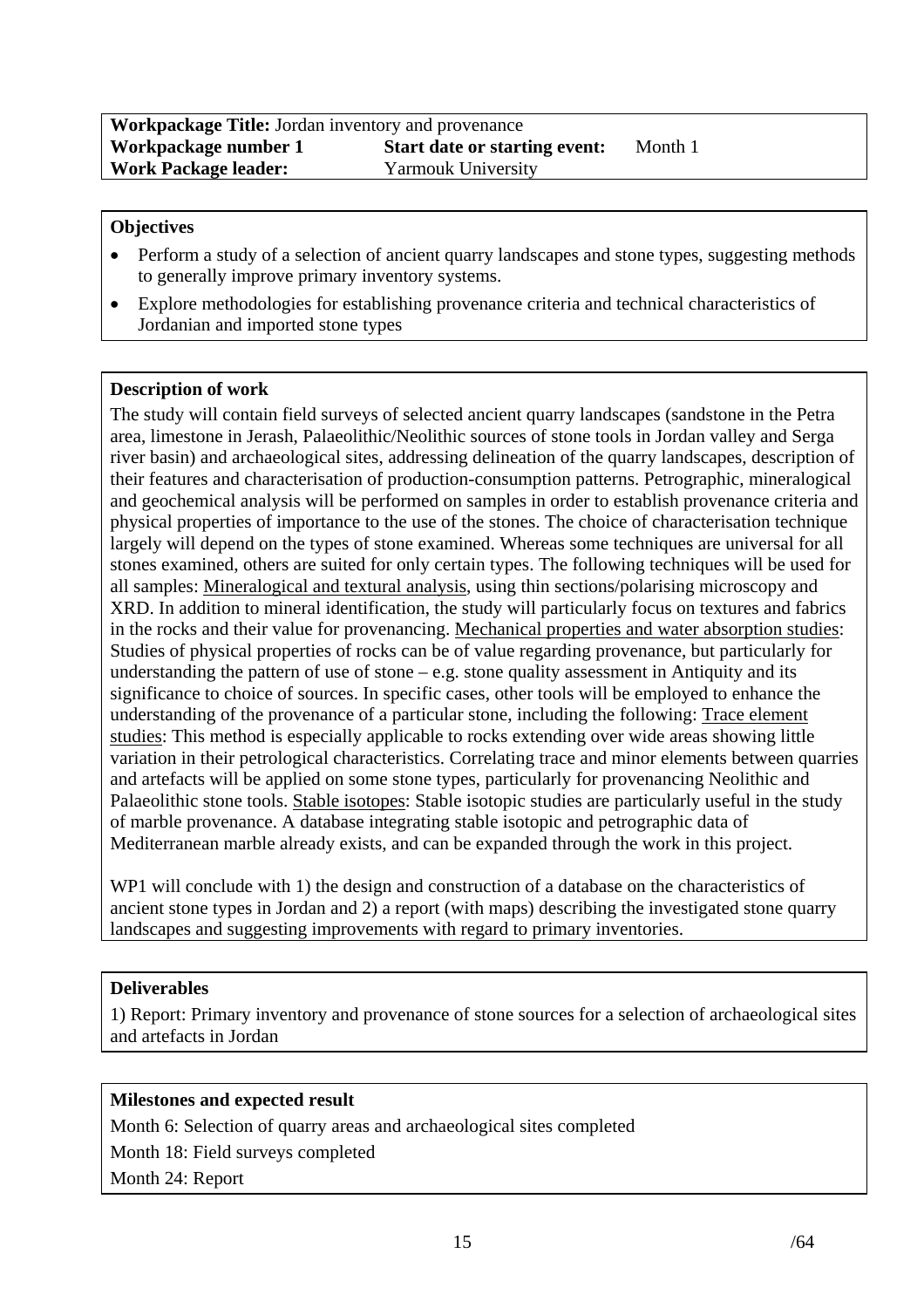| **Workpackage Title:** Jordan inventory and provenance | | |
|---|---|---|
| **Workpackage number 1** | **Start date or starting event:** | Month 1 |
| **Work Package leader:** | Yarmouk University | |

**Objectives**

- Perform a study of a selection of ancient quarry landscapes and stone types, suggesting methods to generally improve primary inventory systems.
- Explore methodologies for establishing provenance criteria and technical characteristics of Jordanian and imported stone types

**Description of work**

The study will contain field surveys of selected ancient quarry landscapes (sandstone in the Petra area, limestone in Jerash, Palaeolithic/Neolithic sources of stone tools in Jordan valley and Serga river basin) and archaeological sites, addressing delineation of the quarry landscapes, description of their features and characterisation of production-consumption patterns. Petrographic, mineralogical and geochemical analysis will be performed on samples in order to establish provenance criteria and physical properties of importance to the use of the stones. The choice of characterisation technique largely will depend on the types of stone examined. Whereas some techniques are universal for all stones examined, others are suited for only certain types. The following techniques will be used for all samples: Mineralogical and textural analysis, using thin sections/polarising microscopy and XRD. In addition to mineral identification, the study will particularly focus on textures and fabrics in the rocks and their value for provenancing. Mechanical properties and water absorption studies: Studies of physical properties of rocks can be of value regarding provenance, but particularly for understanding the pattern of use of stone – e.g. stone quality assessment in Antiquity and its significance to choice of sources. In specific cases, other tools will be employed to enhance the understanding of the provenance of a particular stone, including the following: Trace element studies: This method is especially applicable to rocks extending over wide areas showing little variation in their petrological characteristics. Correlating trace and minor elements between quarries and artefacts will be applied on some stone types, particularly for provenancing Neolithic and Palaeolithic stone tools. Stable isotopes: Stable isotopic studies are particularly useful in the study of marble provenance. A database integrating stable isotopic and petrographic data of Mediterranean marble already exists, and can be expanded through the work in this project.

WP1 will conclude with 1) the design and construction of a database on the characteristics of ancient stone types in Jordan and 2) a report (with maps) describing the investigated stone quarry landscapes and suggesting improvements with regard to primary inventories.

**Deliverables**

1) Report: Primary inventory and provenance of stone sources for a selection of archaeological sites and artefacts in Jordan

**Milestones and expected result**

Month 6: Selection of quarry areas and archaeological sites completed

Month 18: Field surveys completed

Month 24: Report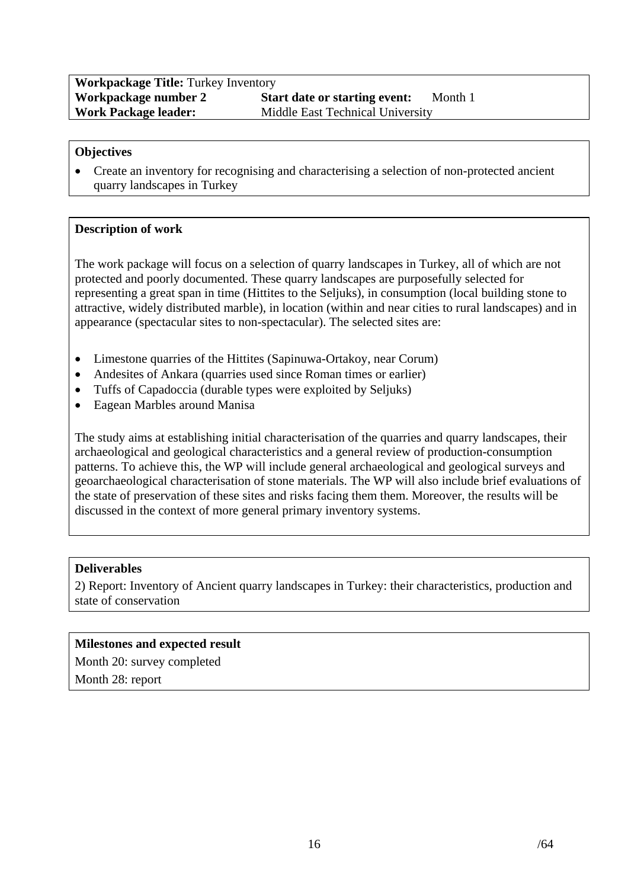| **Workpackage Title:** Turkey Inventory | | |
|---|---|---|
| **Workpackage number 2** | **Start date or starting event:** | Month 1 |
| **Work Package leader:** | Middle East Technical University | |

**Objectives**

- Create an inventory for recognising and characterising a selection of non-protected ancient quarry landscapes in Turkey

**Description of work**

The work package will focus on a selection of quarry landscapes in Turkey, all of which are not protected and poorly documented. These quarry landscapes are purposefully selected for representing a great span in time (Hittites to the Seljuks), in consumption (local building stone to attractive, widely distributed marble), in location (within and near cities to rural landscapes) and in appearance (spectacular sites to non-spectacular). The selected sites are:

- Limestone quarries of the Hittites (Sapinuwa-Ortakoy, near Corum)
- Andesites of Ankara (quarries used since Roman times or earlier)
- Tuffs of Capadoccia (durable types were exploited by Seljuks)
- Eagean Marbles around Manisa

The study aims at establishing initial characterisation of the quarries and quarry landscapes, their archaeological and geological characteristics and a general review of production-consumption patterns. To achieve this, the WP will include general archaeological and geological surveys and geoarchaeological characterisation of stone materials. The WP will also include brief evaluations of the state of preservation of these sites and risks facing them them. Moreover, the results will be discussed in the context of more general primary inventory systems.

**Deliverables**

2) Report: Inventory of Ancient quarry landscapes in Turkey: their characteristics, production and state of conservation

**Milestones and expected result**

Month 20: survey completed

Month 28: report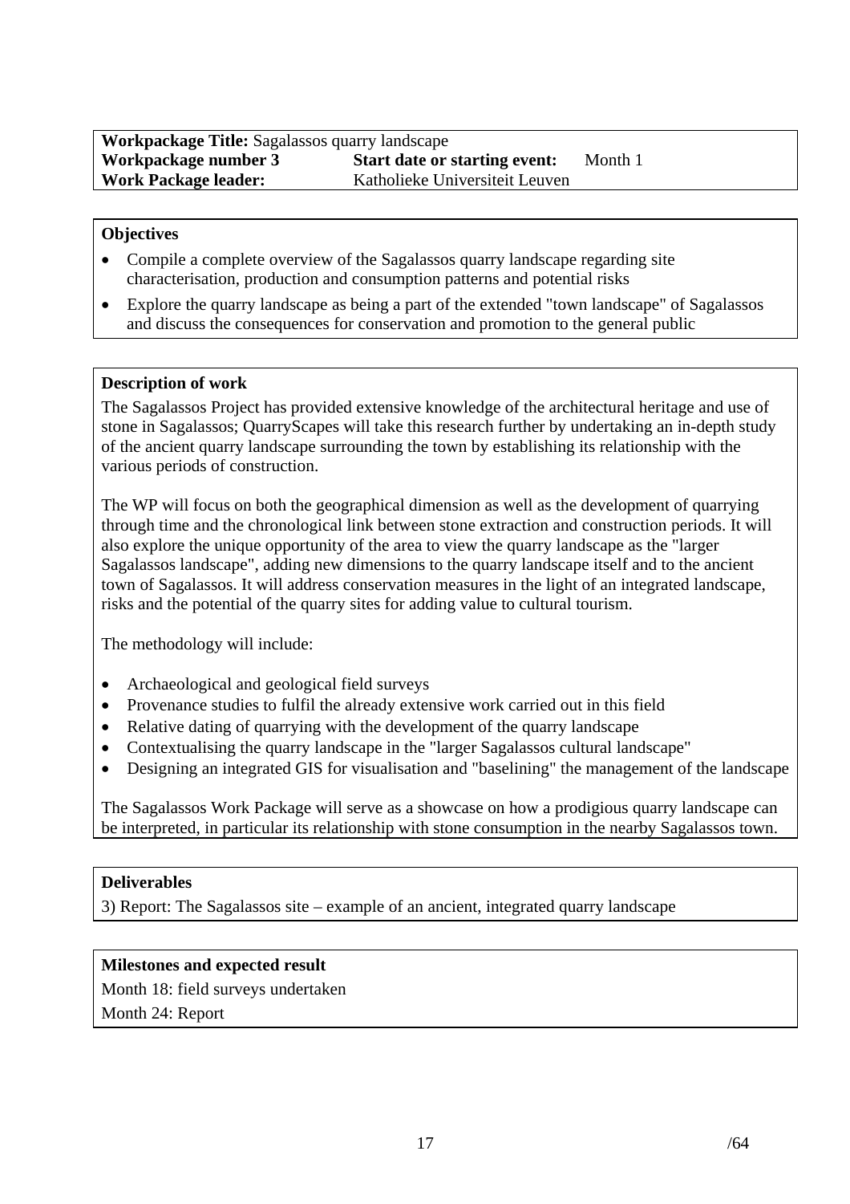| **Workpackage Title:** Sagalassos quarry landscape | | |
|---|---|---|
| **Workpackage number 3** | **Start date or starting event:** | Month 1 |
| **Work Package leader:** | Katholieke Universiteit Leuven | |

**Objectives**

- Compile a complete overview of the Sagalassos quarry landscape regarding site characterisation, production and consumption patterns and potential risks
- Explore the quarry landscape as being a part of the extended "town landscape" of Sagalassos and discuss the consequences for conservation and promotion to the general public

**Description of work**

The Sagalassos Project has provided extensive knowledge of the architectural heritage and use of stone in Sagalassos; QuarryScapes will take this research further by undertaking an in-depth study of the ancient quarry landscape surrounding the town by establishing its relationship with the various periods of construction.

The WP will focus on both the geographical dimension as well as the development of quarrying through time and the chronological link between stone extraction and construction periods. It will also explore the unique opportunity of the area to view the quarry landscape as the "larger Sagalassos landscape", adding new dimensions to the quarry landscape itself and to the ancient town of Sagalassos. It will address conservation measures in the light of an integrated landscape, risks and the potential of the quarry sites for adding value to cultural tourism.

The methodology will include:

- Archaeological and geological field surveys
- Provenance studies to fulfil the already extensive work carried out in this field
- Relative dating of quarrying with the development of the quarry landscape
- Contextualising the quarry landscape in the "larger Sagalassos cultural landscape"
- Designing an integrated GIS for visualisation and "baselining" the management of the landscape

The Sagalassos Work Package will serve as a showcase on how a prodigious quarry landscape can be interpreted, in particular its relationship with stone consumption in the nearby Sagalassos town.

**Deliverables**

3) Report: The Sagalassos site – example of an ancient, integrated quarry landscape

**Milestones and expected result**

Month 18: field surveys undertaken

Month 24: Report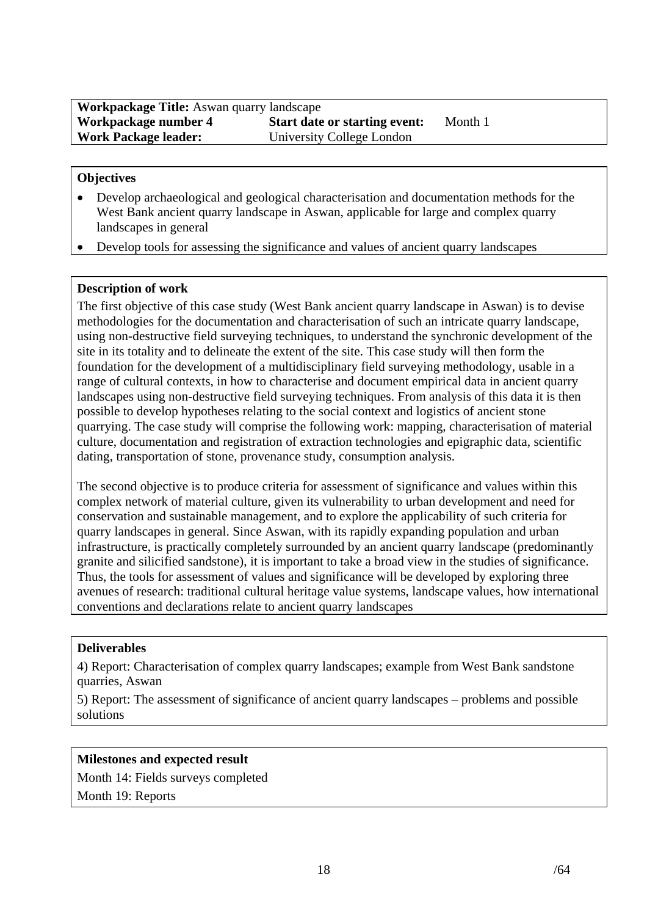| **Workpackage Title:** Aswan quarry landscape | | |
|---|---|---|
| **Workpackage number 4** | **Start date or starting event:** | Month 1 |
| **Work Package leader:** | University College London | |

**Objectives**

- Develop archaeological and geological characterisation and documentation methods for the West Bank ancient quarry landscape in Aswan, applicable for large and complex quarry landscapes in general
- Develop tools for assessing the significance and values of ancient quarry landscapes

**Description of work**

The first objective of this case study (West Bank ancient quarry landscape in Aswan) is to devise methodologies for the documentation and characterisation of such an intricate quarry landscape, using non-destructive field surveying techniques, to understand the synchronic development of the site in its totality and to delineate the extent of the site. This case study will then form the foundation for the development of a multidisciplinary field surveying methodology, usable in a range of cultural contexts, in how to characterise and document empirical data in ancient quarry landscapes using non-destructive field surveying techniques. From analysis of this data it is then possible to develop hypotheses relating to the social context and logistics of ancient stone quarrying. The case study will comprise the following work: mapping, characterisation of material culture, documentation and registration of extraction technologies and epigraphic data, scientific dating, transportation of stone, provenance study, consumption analysis.

The second objective is to produce criteria for assessment of significance and values within this complex network of material culture, given its vulnerability to urban development and need for conservation and sustainable management, and to explore the applicability of such criteria for quarry landscapes in general. Since Aswan, with its rapidly expanding population and urban infrastructure, is practically completely surrounded by an ancient quarry landscape (predominantly granite and silicified sandstone), it is important to take a broad view in the studies of significance. Thus, the tools for assessment of values and significance will be developed by exploring three avenues of research: traditional cultural heritage value systems, landscape values, how international conventions and declarations relate to ancient quarry landscapes

**Deliverables**

4) Report: Characterisation of complex quarry landscapes; example from West Bank sandstone quarries, Aswan

5) Report: The assessment of significance of ancient quarry landscapes – problems and possible solutions

**Milestones and expected result**

Month 14: Fields surveys completed

Month 19: Reports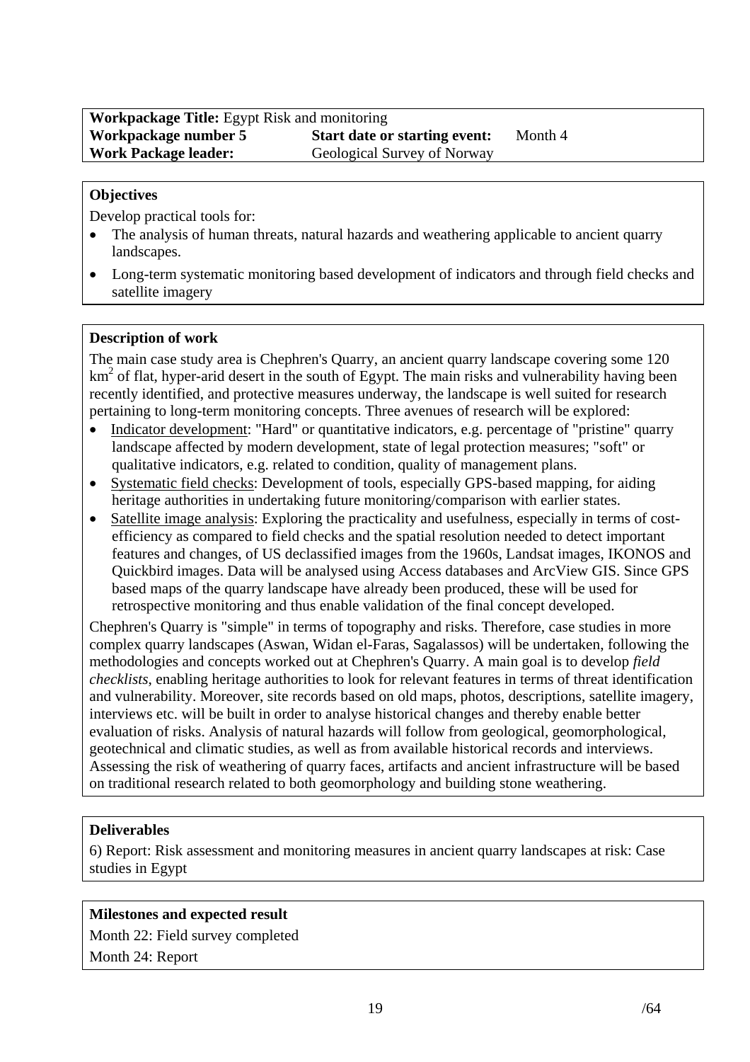| **Workpackage Title:** Egypt Risk and monitoring | | |
|---|---|---|
| **Workpackage number 5** | **Start date or starting event:** | Month 4 |
| **Work Package leader:** | Geological Survey of Norway | |

**Objectives**

Develop practical tools for:

- The analysis of human threats, natural hazards and weathering applicable to ancient quarry landscapes.
- Long-term systematic monitoring based development of indicators and through field checks and satellite imagery

**Description of work**

The main case study area is Chephren's Quarry, an ancient quarry landscape covering some 120 $km^2$ of flat, hyper-arid desert in the south of Egypt. The main risks and vulnerability having been recently identified, and protective measures underway, the landscape is well suited for research pertaining to long-term monitoring concepts. Three avenues of research will be explored:

- <u>Indicator development</u>: "Hard" or quantitative indicators, e.g. percentage of "pristine" quarry landscape affected by modern development, state of legal protection measures; "soft" or qualitative indicators, e.g. related to condition, quality of management plans.
- <u>Systematic field checks</u>: Development of tools, especially GPS-based mapping, for aiding heritage authorities in undertaking future monitoring/comparison with earlier states.
- <u>Satellite image analysis</u>: Exploring the practicality and usefulness, especially in terms of cost-efficiency as compared to field checks and the spatial resolution needed to detect important features and changes, of US declassified images from the 1960s, Landsat images, IKONOS and Quickbird images. Data will be analysed using Access databases and ArcView GIS. Since GPS based maps of the quarry landscape have already been produced, these will be used for retrospective monitoring and thus enable validation of the final concept developed.

Chephren's Quarry is "simple" in terms of topography and risks. Therefore, case studies in more complex quarry landscapes (Aswan, Widan el-Faras, Sagalassos) will be undertaken, following the methodologies and concepts worked out at Chephren's Quarry. A main goal is to develop *field checklists*, enabling heritage authorities to look for relevant features in terms of threat identification and vulnerability. Moreover, site records based on old maps, photos, descriptions, satellite imagery, interviews etc. will be built in order to analyse historical changes and thereby enable better evaluation of risks. Analysis of natural hazards will follow from geological, geomorphological, geotechnical and climatic studies, as well as from available historical records and interviews. Assessing the risk of weathering of quarry faces, artifacts and ancient infrastructure will be based on traditional research related to both geomorphology and building stone weathering.

**Deliverables**

6) Report: Risk assessment and monitoring measures in ancient quarry landscapes at risk: Case studies in Egypt

**Milestones and expected result**

Month 22: Field survey completed

Month 24: Report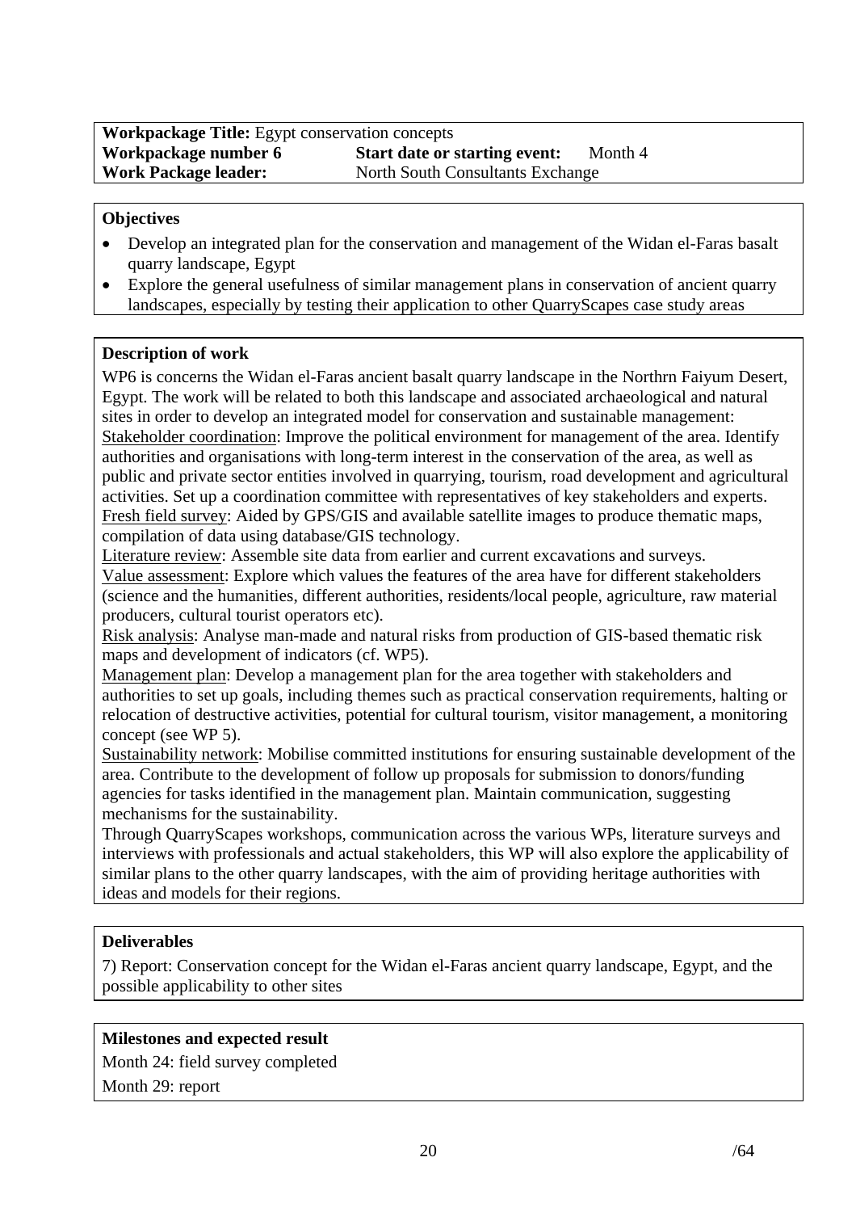| **Workpackage Title:** Egypt conservation concepts | | |
|---|---|---|
| **Workpackage number 6** | **Start date or starting event:** | Month 4 |
| **Work Package leader:** | North South Consultants Exchange | |

**Objectives**

- Develop an integrated plan for the conservation and management of the Widan el-Faras basalt quarry landscape, Egypt
- Explore the general usefulness of similar management plans in conservation of ancient quarry landscapes, especially by testing their application to other QuarryScapes case study areas

**Description of work**

WP6 is concerns the Widan el-Faras ancient basalt quarry landscape in the Northrn Faiyum Desert, Egypt. The work will be related to both this landscape and associated archaeological and natural sites in order to develop an integrated model for conservation and sustainable management:

Stakeholder coordination: Improve the political environment for management of the area. Identify authorities and organisations with long-term interest in the conservation of the area, as well as public and private sector entities involved in quarrying, tourism, road development and agricultural activities. Set up a coordination committee with representatives of key stakeholders and experts.

Fresh field survey: Aided by GPS/GIS and available satellite images to produce thematic maps, compilation of data using database/GIS technology.

Literature review: Assemble site data from earlier and current excavations and surveys.

Value assessment: Explore which values the features of the area have for different stakeholders (science and the humanities, different authorities, residents/local people, agriculture, raw material producers, cultural tourist operators etc).

Risk analysis: Analyse man-made and natural risks from production of GIS-based thematic risk maps and development of indicators (cf. WP5).

Management plan: Develop a management plan for the area together with stakeholders and authorities to set up goals, including themes such as practical conservation requirements, halting or relocation of destructive activities, potential for cultural tourism, visitor management, a monitoring concept (see WP 5).

Sustainability network: Mobilise committed institutions for ensuring sustainable development of the area. Contribute to the development of follow up proposals for submission to donors/funding agencies for tasks identified in the management plan. Maintain communication, suggesting mechanisms for the sustainability.

Through QuarryScapes workshops, communication across the various WPs, literature surveys and interviews with professionals and actual stakeholders, this WP will also explore the applicability of similar plans to the other quarry landscapes, with the aim of providing heritage authorities with ideas and models for their regions.

**Deliverables**

7) Report: Conservation concept for the Widan el-Faras ancient quarry landscape, Egypt, and the possible applicability to other sites

**Milestones and expected result**

Month 24: field survey completed

Month 29: report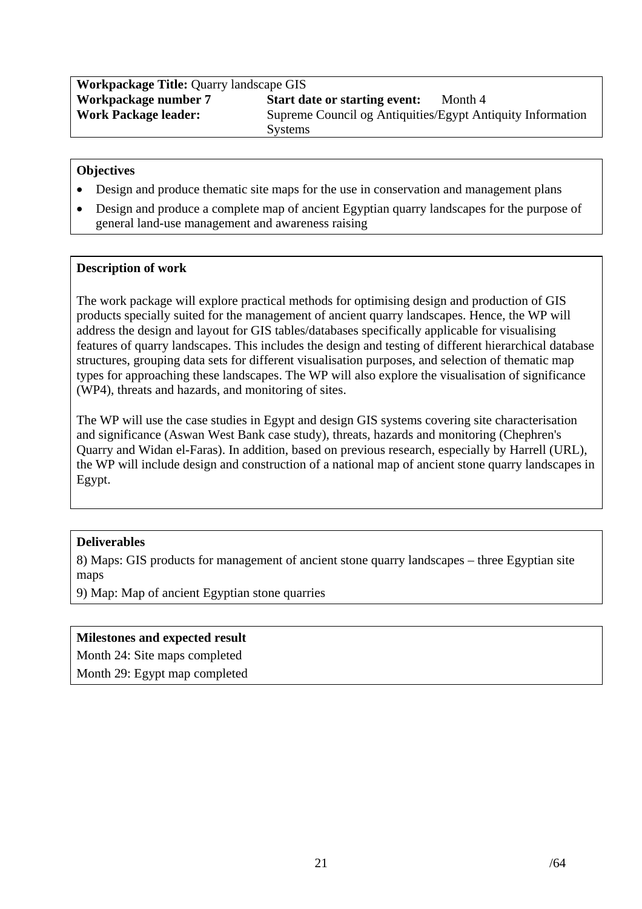| **Workpackage Title:** Quarry landscape GIS | | |
|---|---|---|
| **Workpackage number 7** | **Start date or starting event:** | Month 4 |
| **Work Package leader:** | Supreme Council og Antiquities/Egypt Antiquity Information Systems | |

**Objectives**

- Design and produce thematic site maps for the use in conservation and management plans
- Design and produce a complete map of ancient Egyptian quarry landscapes for the purpose of general land-use management and awareness raising

**Description of work**

The work package will explore practical methods for optimising design and production of GIS products specially suited for the management of ancient quarry landscapes. Hence, the WP will address the design and layout for GIS tables/databases specifically applicable for visualising features of quarry landscapes. This includes the design and testing of different hierarchical database structures, grouping data sets for different visualisation purposes, and selection of thematic map types for approaching these landscapes. The WP will also explore the visualisation of significance (WP4), threats and hazards, and monitoring of sites.

The WP will use the case studies in Egypt and design GIS systems covering site characterisation and significance (Aswan West Bank case study), threats, hazards and monitoring (Chephren's Quarry and Widan el-Faras). In addition, based on previous research, especially by Harrell (URL), the WP will include design and construction of a national map of ancient stone quarry landscapes in Egypt.

**Deliverables**

8) Maps: GIS products for management of ancient stone quarry landscapes – three Egyptian site maps

9) Map: Map of ancient Egyptian stone quarries

**Milestones and expected result**

Month 24: Site maps completed

Month 29: Egypt map completed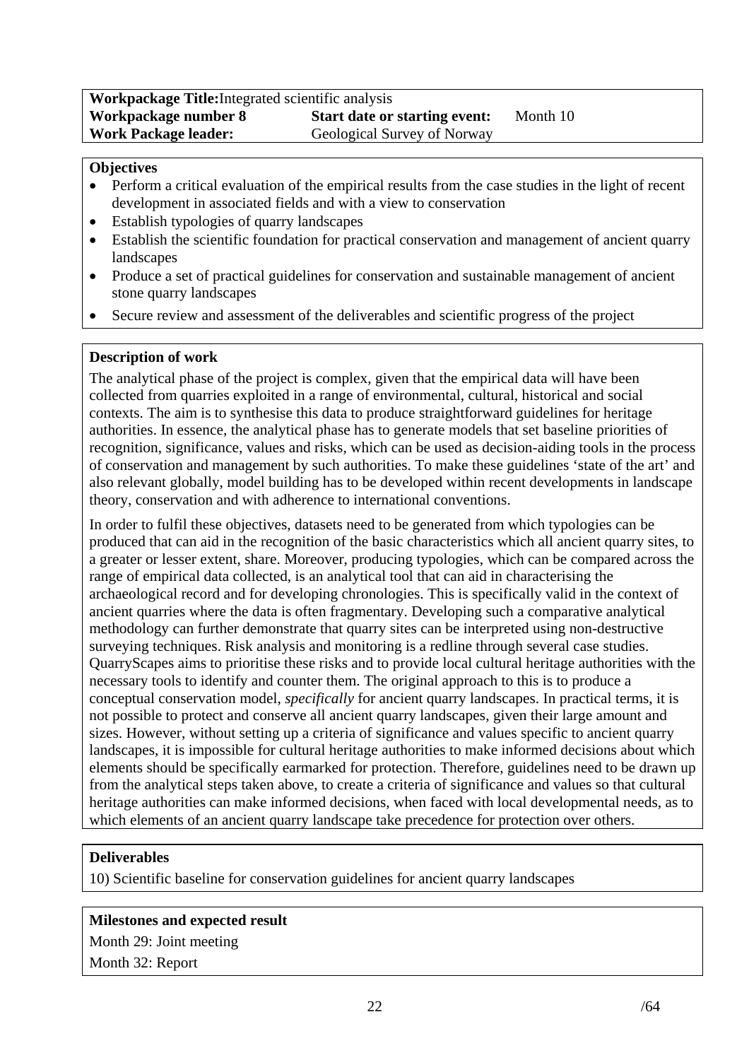| **Workpackage Title:** Integrated scientific analysis | | |
|---|---|---|
| **Workpackage number 8** | **Start date or starting event:** | Month 10 |
| **Work Package leader:** | Geological Survey of Norway | |

**Objectives**

- Perform a critical evaluation of the empirical results from the case studies in the light of recent development in associated fields and with a view to conservation
- Establish typologies of quarry landscapes
- Establish the scientific foundation for practical conservation and management of ancient quarry landscapes
- Produce a set of practical guidelines for conservation and sustainable management of ancient stone quarry landscapes
- Secure review and assessment of the deliverables and scientific progress of the project

**Description of work**

The analytical phase of the project is complex, given that the empirical data will have been collected from quarries exploited in a range of environmental, cultural, historical and social contexts. The aim is to synthesise this data to produce straightforward guidelines for heritage authorities. In essence, the analytical phase has to generate models that set baseline priorities of recognition, significance, values and risks, which can be used as decision-aiding tools in the process of conservation and management by such authorities. To make these guidelines 'state of the art' and also relevant globally, model building has to be developed within recent developments in landscape theory, conservation and with adherence to international conventions.

In order to fulfil these objectives, datasets need to be generated from which typologies can be produced that can aid in the recognition of the basic characteristics which all ancient quarry sites, to a greater or lesser extent, share. Moreover, producing typologies, which can be compared across the range of empirical data collected, is an analytical tool that can aid in characterising the archaeological record and for developing chronologies. This is specifically valid in the context of ancient quarries where the data is often fragmentary. Developing such a comparative analytical methodology can further demonstrate that quarry sites can be interpreted using non-destructive surveying techniques. Risk analysis and monitoring is a redline through several case studies. QuarryScapes aims to prioritise these risks and to provide local cultural heritage authorities with the necessary tools to identify and counter them. The original approach to this is to produce a conceptual conservation model, *specifically* for ancient quarry landscapes. In practical terms, it is not possible to protect and conserve all ancient quarry landscapes, given their large amount and sizes. However, without setting up a criteria of significance and values specific to ancient quarry landscapes, it is impossible for cultural heritage authorities to make informed decisions about which elements should be specifically earmarked for protection. Therefore, guidelines need to be drawn up from the analytical steps taken above, to create a criteria of significance and values so that cultural heritage authorities can make informed decisions, when faced with local developmental needs, as to which elements of an ancient quarry landscape take precedence for protection over others.

**Deliverables**

10) Scientific baseline for conservation guidelines for ancient quarry landscapes

**Milestones and expected result**

Month 29: Joint meeting

Month 32: Report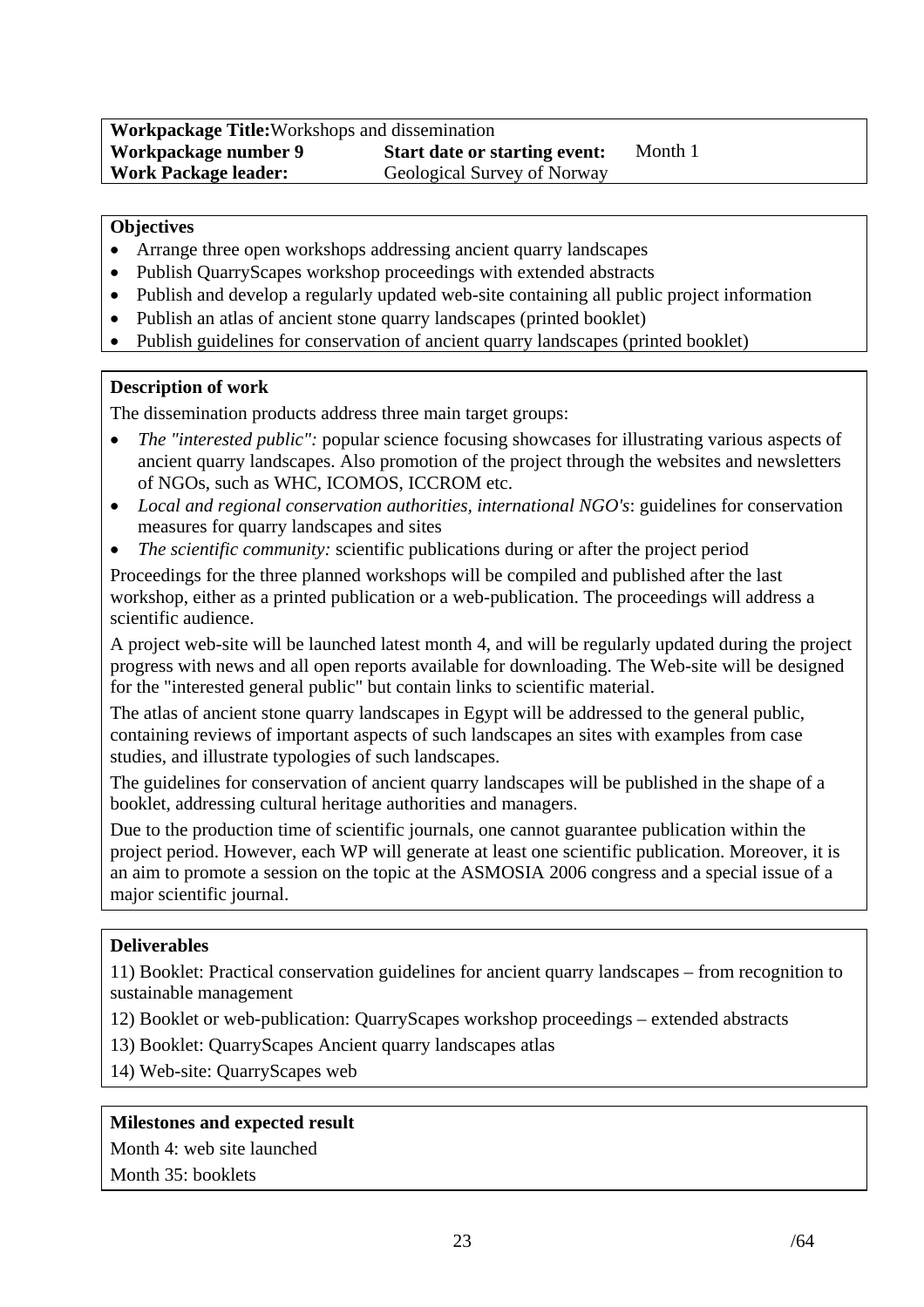| **Workpackage Title:** Workshops and dissemination | | |
|---|---|---|
| **Workpackage number 9** | **Start date or starting event:** | Month 1 |
| **Work Package leader:** | Geological Survey of Norway | |

**Objectives**

- Arrange three open workshops addressing ancient quarry landscapes
- Publish QuarryScapes workshop proceedings with extended abstracts
- Publish and develop a regularly updated web-site containing all public project information
- Publish an atlas of ancient stone quarry landscapes (printed booklet)
- Publish guidelines for conservation of ancient quarry landscapes (printed booklet)

**Description of work**

The dissemination products address three main target groups:

- *The "interested public":* popular science focusing showcases for illustrating various aspects of ancient quarry landscapes. Also promotion of the project through the websites and newsletters of NGOs, such as WHC, ICOMOS, ICCROM etc.
- *Local and regional conservation authorities, international NGO's*: guidelines for conservation measures for quarry landscapes and sites
- *The scientific community:* scientific publications during or after the project period

Proceedings for the three planned workshops will be compiled and published after the last workshop, either as a printed publication or a web-publication. The proceedings will address a scientific audience.

A project web-site will be launched latest month 4, and will be regularly updated during the project progress with news and all open reports available for downloading. The Web-site will be designed for the "interested general public" but contain links to scientific material.

The atlas of ancient stone quarry landscapes in Egypt will be addressed to the general public, containing reviews of important aspects of such landscapes an sites with examples from case studies, and illustrate typologies of such landscapes.

The guidelines for conservation of ancient quarry landscapes will be published in the shape of a booklet, addressing cultural heritage authorities and managers.

Due to the production time of scientific journals, one cannot guarantee publication within the project period. However, each WP will generate at least one scientific publication. Moreover, it is an aim to promote a session on the topic at the ASMOSIA 2006 congress and a special issue of a major scientific journal.

**Deliverables**

11) Booklet: Practical conservation guidelines for ancient quarry landscapes – from recognition to sustainable management

12) Booklet or web-publication: QuarryScapes workshop proceedings – extended abstracts

13) Booklet: QuarryScapes Ancient quarry landscapes atlas

14) Web-site: QuarryScapes web

**Milestones and expected result**

Month 4: web site launched

Month 35: booklets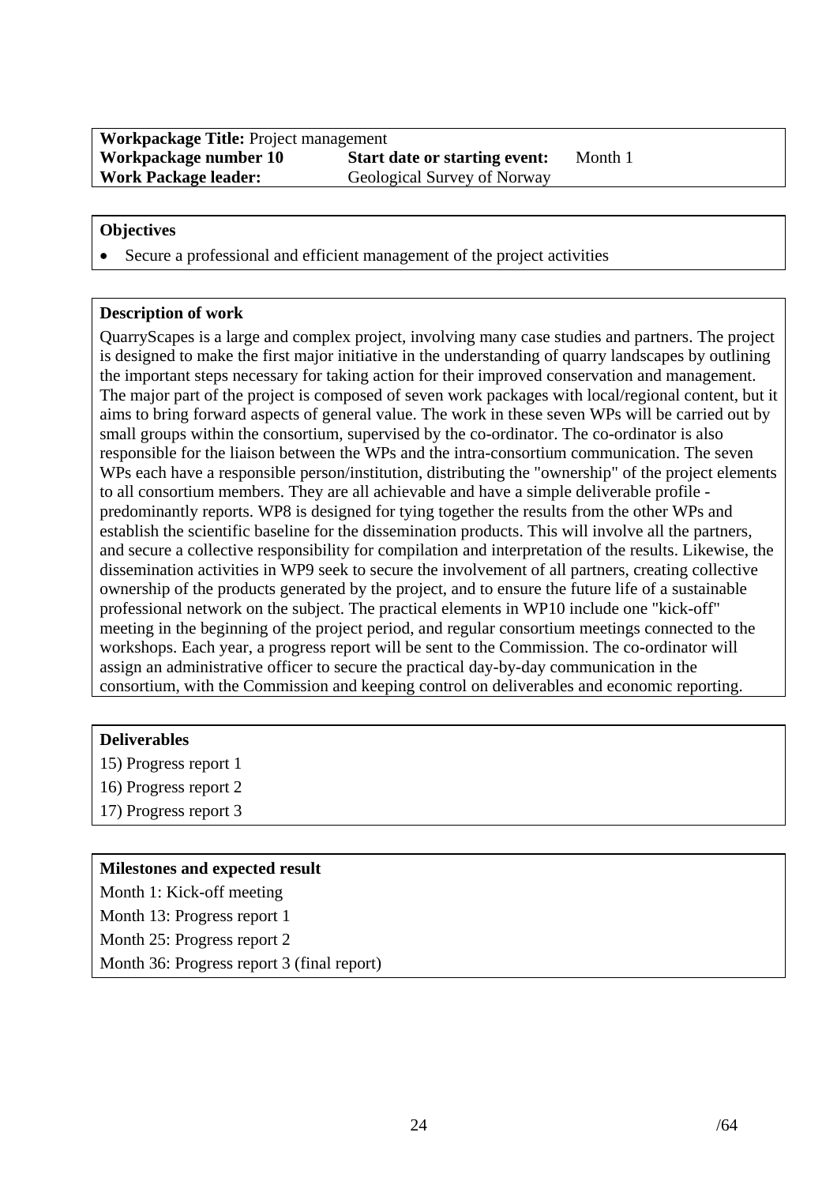| **Workpackage Title:** Project management | | |
| --- | --- | --- |
| **Workpackage number 10** | **Start date or starting event:** | Month 1 |
| **Work Package leader:** | Geological Survey of Norway | |

**Objectives**

- Secure a professional and efficient management of the project activities

**Description of work**

QuarryScapes is a large and complex project, involving many case studies and partners. The project is designed to make the first major initiative in the understanding of quarry landscapes by outlining the important steps necessary for taking action for their improved conservation and management. The major part of the project is composed of seven work packages with local/regional content, but it aims to bring forward aspects of general value. The work in these seven WPs will be carried out by small groups within the consortium, supervised by the co-ordinator. The co-ordinator is also responsible for the liaison between the WPs and the intra-consortium communication. The seven WPs each have a responsible person/institution, distributing the "ownership" of the project elements to all consortium members. They are all achievable and have a simple deliverable profile - predominantly reports. WP8 is designed for tying together the results from the other WPs and establish the scientific baseline for the dissemination products. This will involve all the partners, and secure a collective responsibility for compilation and interpretation of the results. Likewise, the dissemination activities in WP9 seek to secure the involvement of all partners, creating collective ownership of the products generated by the project, and to ensure the future life of a sustainable professional network on the subject. The practical elements in WP10 include one "kick-off" meeting in the beginning of the project period, and regular consortium meetings connected to the workshops. Each year, a progress report will be sent to the Commission. The co-ordinator will assign an administrative officer to secure the practical day-by-day communication in the consortium, with the Commission and keeping control on deliverables and economic reporting.

**Deliverables**

15) Progress report 1

16) Progress report 2

17) Progress report 3

**Milestones and expected result**

Month 1: Kick-off meeting

Month 13: Progress report 1

Month 25: Progress report 2

Month 36: Progress report 3 (final report)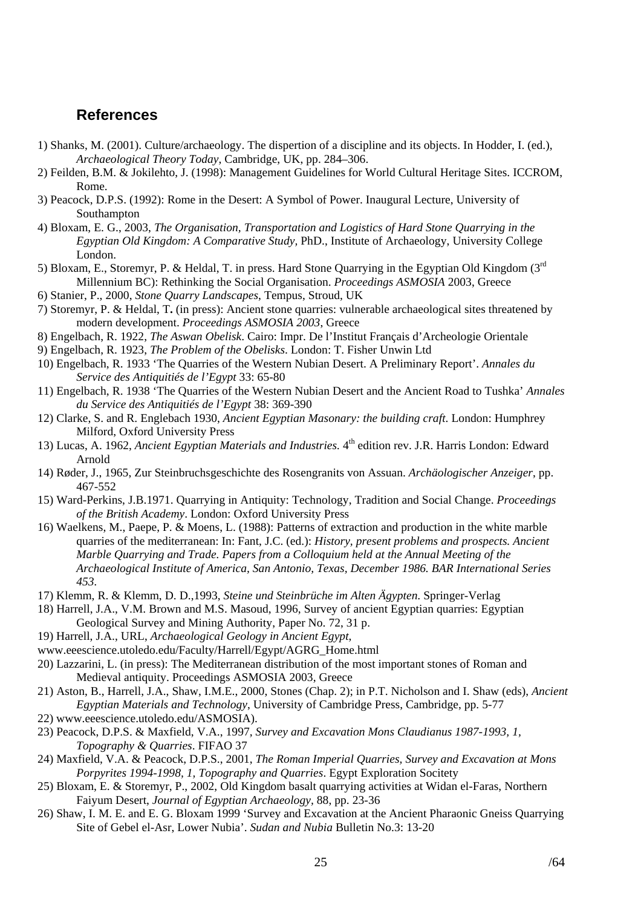## References

1) Shanks, M. (2001). Culture/archaeology. The dispertion of a discipline and its objects. In Hodder, I. (ed.), *Archaeological Theory Today*, Cambridge, UK, pp. 284–306.

2) Feilden, B.M. & Jokilehto, J. (1998): Management Guidelines for World Cultural Heritage Sites. ICCROM, Rome.

3) Peacock, D.P.S. (1992): Rome in the Desert: A Symbol of Power. Inaugural Lecture, University of Southampton

4) Bloxam, E. G., 2003, *The Organisation, Transportation and Logistics of Hard Stone Quarrying in the Egyptian Old Kingdom: A Comparative Study*, PhD., Institute of Archaeology, University College London.

5) Bloxam, E., Storemyr, P. & Heldal, T. in press. Hard Stone Quarrying in the Egyptian Old Kingdom (3rd Millennium BC): Rethinking the Social Organisation. *Proceedings ASMOSIA* 2003, Greece

6) Stanier, P., 2000, *Stone Quarry Landscapes*, Tempus, Stroud, UK

7) Storemyr, P. & Heldal, T**.** (in press): Ancient stone quarries: vulnerable archaeological sites threatened by modern development. *Proceedings ASMOSIA 2003*, Greece

8) Engelbach, R. 1922, *The Aswan Obelisk*. Cairo: Impr. De l'Institut Français d'Archeologie Orientale

9) Engelbach, R. 1923, *The Problem of the Obelisks*. London: T. Fisher Unwin Ltd

10) Engelbach, R. 1933 'The Quarries of the Western Nubian Desert. A Preliminary Report'. *Annales du Service des Antiquitiés de l'Egypt* 33: 65-80

11) Engelbach, R. 1938 'The Quarries of the Western Nubian Desert and the Ancient Road to Tushka' *Annales du Service des Antiquitiés de l'Egypt* 38: 369-390

12) Clarke, S. and R. Englebach 1930, *Ancient Egyptian Masonary: the building craft*. London: Humphrey Milford, Oxford University Press

13) Lucas, A. 1962, *Ancient Egyptian Materials and Industries.* 4th edition rev. J.R. Harris London: Edward Arnold

14) Røder, J., 1965, Zur Steinbruchsgeschichte des Rosengranits von Assuan. *Archäologischer Anzeiger*, pp. 467-552

15) Ward-Perkins, J.B.1971. Quarrying in Antiquity: Technology, Tradition and Social Change. *Proceedings of the British Academy*. London: Oxford University Press

16) Waelkens, M., Paepe, P. & Moens, L. (1988): Patterns of extraction and production in the white marble quarries of the mediterranean: In: Fant, J.C. (ed.): *History, present problems and prospects. Ancient Marble Quarrying and Trade. Papers from a Colloquium held at the Annual Meeting of the Archaeological Institute of America, San Antonio, Texas, December 1986. BAR International Series 453.*

17) Klemm, R. & Klemm, D. D.,1993, *Steine und Steinbrüche im Alten Ägypten.* Springer-Verlag

18) Harrell, J.A., V.M. Brown and M.S. Masoud, 1996, Survey of ancient Egyptian quarries: Egyptian Geological Survey and Mining Authority, Paper No. 72, 31 p.

19) Harrell, J.A., URL, *Archaeological Geology in Ancient Egypt*, www.eeescience.utoledo.edu/Faculty/Harrell/Egypt/AGRG_Home.html

20) Lazzarini, L. (in press): The Mediterranean distribution of the most important stones of Roman and Medieval antiquity. Proceedings ASMOSIA 2003, Greece

21) Aston, B., Harrell, J.A., Shaw, I.M.E., 2000, Stones (Chap. 2); in P.T. Nicholson and I. Shaw (eds), *Ancient Egyptian Materials and Technology*, University of Cambridge Press, Cambridge, pp. 5-77

22) www.eeescience.utoledo.edu/ASMOSIA).

23) Peacock, D.P.S. & Maxfield, V.A., 1997, *Survey and Excavation Mons Claudianus 1987-1993, 1, Topography & Quarries*. FIFAO 37

24) Maxfield, V.A. & Peacock, D.P.S., 2001, *The Roman Imperial Quarries, Survey and Excavation at Mons Porpyrites 1994-1998, 1, Topography and Quarries*. Egypt Exploration Socitety

25) Bloxam, E. & Storemyr, P., 2002, Old Kingdom basalt quarrying activities at Widan el-Faras, Northern Faiyum Desert, *Journal of Egyptian Archaeology*, 88, pp. 23-36

26) Shaw, I. M. E. and E. G. Bloxam 1999 'Survey and Excavation at the Ancient Pharaonic Gneiss Quarrying Site of Gebel el-Asr, Lower Nubia'. *Sudan and Nubia* Bulletin No.3: 13-20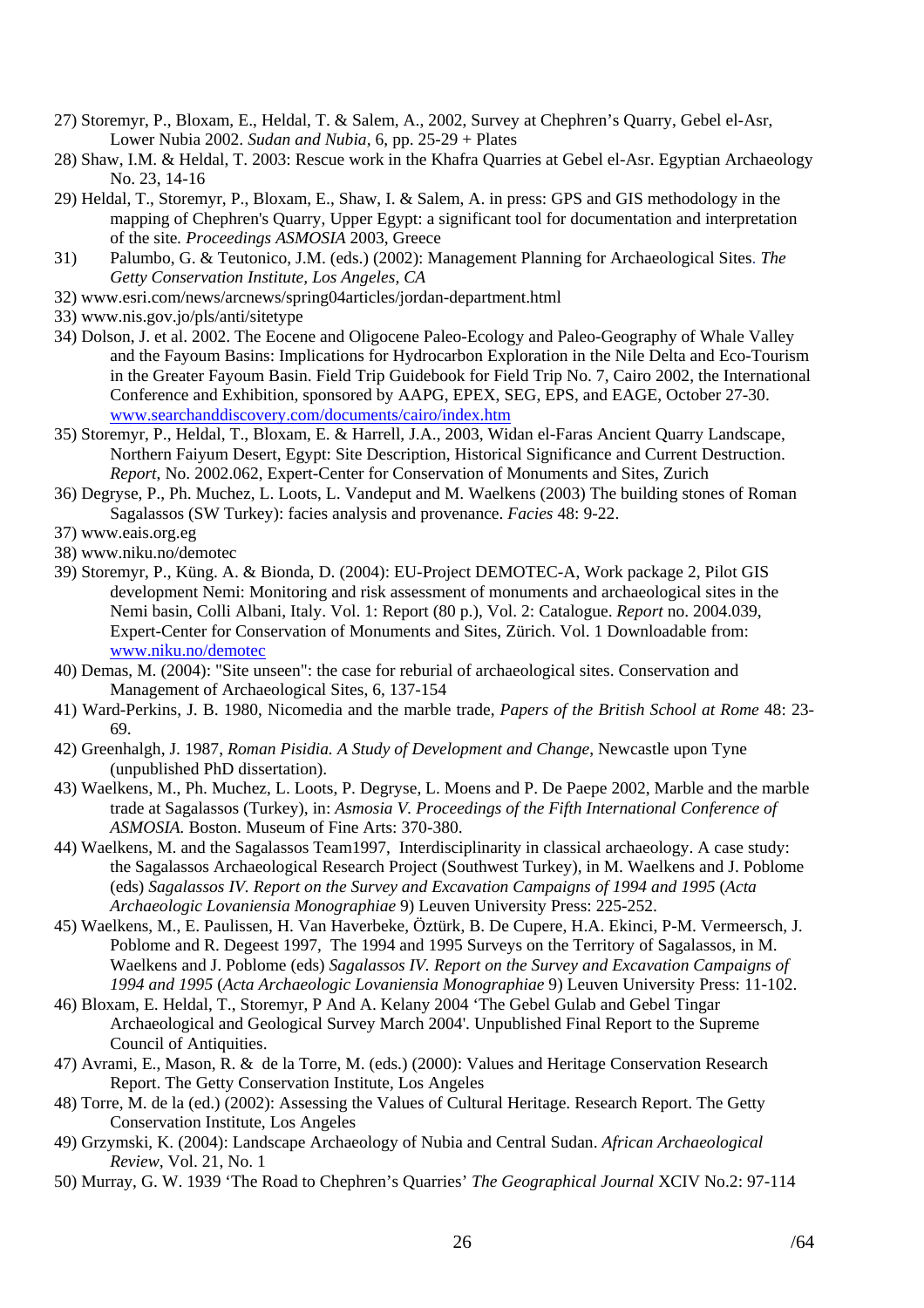27) Storemyr, P., Bloxam, E., Heldal, T. & Salem, A., 2002, Survey at Chephren's Quarry, Gebel el-Asr, Lower Nubia 2002. *Sudan and Nubia*, 6, pp. 25-29 + Plates

28) Shaw, I.M. & Heldal, T. 2003: Rescue work in the Khafra Quarries at Gebel el-Asr. Egyptian Archaeology No. 23, 14-16

29) Heldal, T., Storemyr, P., Bloxam, E., Shaw, I. & Salem, A. in press: GPS and GIS methodology in the mapping of Chephren's Quarry, Upper Egypt: a significant tool for documentation and interpretation of the site. *Proceedings ASMOSIA* 2003, Greece

31) Palumbo, G. & Teutonico, J.M. (eds.) (2002): Management Planning for Archaeological Sites. *The Getty Conservation Institute, Los Angeles, CA*

32) www.esri.com/news/arcnews/spring04articles/jordan-department.html

33) www.nis.gov.jo/pls/anti/sitetype

34) Dolson, J. et al. 2002. The Eocene and Oligocene Paleo-Ecology and Paleo-Geography of Whale Valley and the Fayoum Basins: Implications for Hydrocarbon Exploration in the Nile Delta and Eco-Tourism in the Greater Fayoum Basin. Field Trip Guidebook for Field Trip No. 7, Cairo 2002, the International Conference and Exhibition, sponsored by AAPG, EPEX, SEG, EPS, and EAGE, October 27-30. www.searchanddiscovery.com/documents/cairo/index.htm

35) Storemyr, P., Heldal, T., Bloxam, E. & Harrell, J.A., 2003, Widan el-Faras Ancient Quarry Landscape, Northern Faiyum Desert, Egypt: Site Description, Historical Significance and Current Destruction. *Report*, No. 2002.062, Expert-Center for Conservation of Monuments and Sites, Zurich

36) Degryse, P., Ph. Muchez, L. Loots, L. Vandeput and M. Waelkens (2003) The building stones of Roman Sagalassos (SW Turkey): facies analysis and provenance. *Facies* 48: 9-22.

37) www.eais.org.eg

38) www.niku.no/demotec

39) Storemyr, P., Küng. A. & Bionda, D. (2004): EU-Project DEMOTEC-A, Work package 2, Pilot GIS development Nemi: Monitoring and risk assessment of monuments and archaeological sites in the Nemi basin, Colli Albani, Italy. Vol. 1: Report (80 p.), Vol. 2: Catalogue. *Report* no. 2004.039, Expert-Center for Conservation of Monuments and Sites, Zürich. Vol. 1 Downloadable from: www.niku.no/demotec

40) Demas, M. (2004): "Site unseen": the case for reburial of archaeological sites. Conservation and Management of Archaeological Sites, 6, 137-154

41) Ward-Perkins, J. B. 1980, Nicomedia and the marble trade, *Papers of the British School at Rome* 48: 23-69.

42) Greenhalgh, J. 1987, *Roman Pisidia. A Study of Development and Change*, Newcastle upon Tyne (unpublished PhD dissertation).

43) Waelkens, M., Ph. Muchez, L. Loots, P. Degryse, L. Moens and P. De Paepe 2002, Marble and the marble trade at Sagalassos (Turkey), in: *Asmosia V. Proceedings of the Fifth International Conference of ASMOSIA.* Boston. Museum of Fine Arts: 370-380.

44) Waelkens, M. and the Sagalassos Team1997, Interdisciplinarity in classical archaeology. A case study: the Sagalassos Archaeological Research Project (Southwest Turkey), in M. Waelkens and J. Poblome (eds) *Sagalassos IV. Report on the Survey and Excavation Campaigns of 1994 and 1995* (*Acta Archaeologic Lovaniensia Monographiae* 9) Leuven University Press: 225-252.

45) Waelkens, M., E. Paulissen, H. Van Haverbeke, Öztürk, B. De Cupere, H.A. Ekinci, P-M. Vermeersch, J. Poblome and R. Degeest 1997, The 1994 and 1995 Surveys on the Territory of Sagalassos, in M. Waelkens and J. Poblome (eds) *Sagalassos IV. Report on the Survey and Excavation Campaigns of 1994 and 1995* (*Acta Archaeologic Lovaniensia Monographiae* 9) Leuven University Press: 11-102.

46) Bloxam, E. Heldal, T., Storemyr, P And A. Kelany 2004 'The Gebel Gulab and Gebel Tingar Archaeological and Geological Survey March 2004'. Unpublished Final Report to the Supreme Council of Antiquities.

47) Avrami, E., Mason, R. & de la Torre, M. (eds.) (2000): Values and Heritage Conservation Research Report. The Getty Conservation Institute, Los Angeles

48) Torre, M. de la (ed.) (2002): Assessing the Values of Cultural Heritage. Research Report. The Getty Conservation Institute, Los Angeles

49) Grzymski, K. (2004): Landscape Archaeology of Nubia and Central Sudan. *African Archaeological Review*, Vol. 21, No. 1

50) Murray, G. W. 1939 'The Road to Chephren's Quarries' *The Geographical Journal* XCIV No.2: 97-114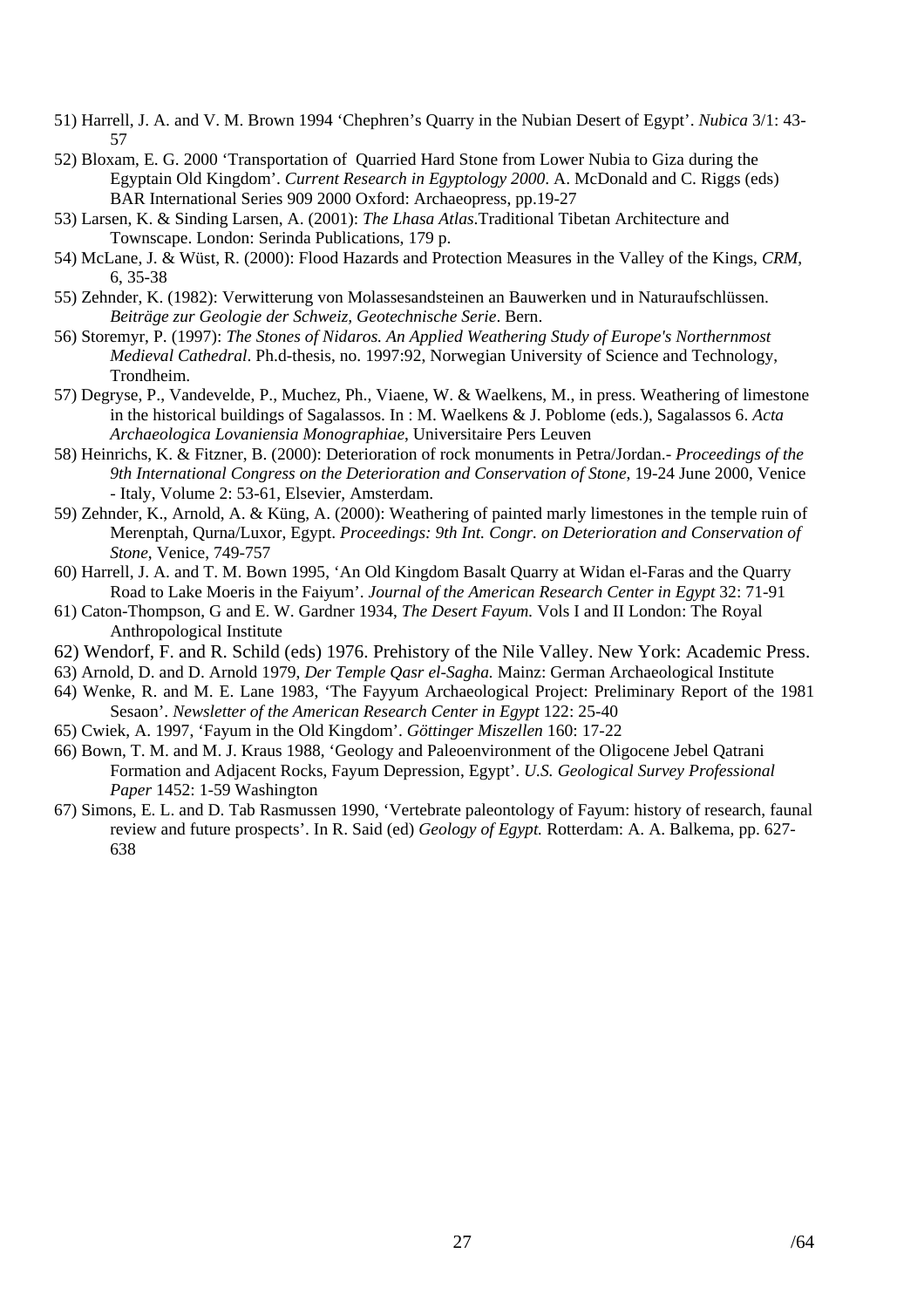51) Harrell, J. A. and V. M. Brown 1994 'Chephren's Quarry in the Nubian Desert of Egypt'. *Nubica* 3/1: 43-57

52) Bloxam, E. G. 2000 'Transportation of Quarried Hard Stone from Lower Nubia to Giza during the Egyptain Old Kingdom'. *Current Research in Egyptology 2000*. A. McDonald and C. Riggs (eds) BAR International Series 909 2000 Oxford: Archaeopress, pp.19-27

53) Larsen, K. & Sinding Larsen, A. (2001): *The Lhasa Atlas*.Traditional Tibetan Architecture and Townscape. London: Serinda Publications, 179 p.

54) McLane, J. & Wüst, R. (2000): Flood Hazards and Protection Measures in the Valley of the Kings, *CRM*, 6, 35-38

55) Zehnder, K. (1982): Verwitterung von Molassesandsteinen an Bauwerken und in Naturaufschlüssen. *Beiträge zur Geologie der Schweiz, Geotechnische Serie*. Bern.

56) Storemyr, P. (1997): *The Stones of Nidaros. An Applied Weathering Study of Europe's Northernmost Medieval Cathedral*. Ph.d-thesis, no. 1997:92, Norwegian University of Science and Technology, Trondheim.

57) Degryse, P., Vandevelde, P., Muchez, Ph., Viaene, W. & Waelkens, M., in press. Weathering of limestone in the historical buildings of Sagalassos. In : M. Waelkens & J. Poblome (eds.), Sagalassos 6. *Acta Archaeologica Lovaniensia Monographiae*, Universitaire Pers Leuven

58) Heinrichs, K. & Fitzner, B. (2000): Deterioration of rock monuments in Petra/Jordan.- *Proceedings of the 9th International Congress on the Deterioration and Conservation of Stone*, 19-24 June 2000, Venice - Italy, Volume 2: 53-61, Elsevier, Amsterdam.

59) Zehnder, K., Arnold, A. & Küng, A. (2000): Weathering of painted marly limestones in the temple ruin of Merenptah, Qurna/Luxor, Egypt. *Proceedings: 9th Int. Congr. on Deterioration and Conservation of Stone*, Venice, 749-757

60) Harrell, J. A. and T. M. Bown 1995, 'An Old Kingdom Basalt Quarry at Widan el-Faras and the Quarry Road to Lake Moeris in the Faiyum'. *Journal of the American Research Center in Egypt* 32: 71-91

61) Caton-Thompson, G and E. W. Gardner 1934, *The Desert Fayum.* Vols I and II London: The Royal Anthropological Institute

62) Wendorf, F. and R. Schild (eds) 1976. Prehistory of the Nile Valley. New York: Academic Press.

63) Arnold, D. and D. Arnold 1979, *Der Temple Qasr el-Sagha.* Mainz: German Archaeological Institute

64) Wenke, R. and M. E. Lane 1983, 'The Fayyum Archaeological Project: Preliminary Report of the 1981 Sesaon'. *Newsletter of the American Research Center in Egypt* 122: 25-40

65) Cwiek, A. 1997, 'Fayum in the Old Kingdom'. *Göttinger Miszellen* 160: 17-22

66) Bown, T. M. and M. J. Kraus 1988, 'Geology and Paleoenvironment of the Oligocene Jebel Qatrani Formation and Adjacent Rocks, Fayum Depression, Egypt'. *U.S. Geological Survey Professional Paper* 1452: 1-59 Washington

67) Simons, E. L. and D. Tab Rasmussen 1990, 'Vertebrate paleontology of Fayum: history of research, faunal review and future prospects'. In R. Said (ed) *Geology of Egypt.* Rotterdam: A. A. Balkema, pp. 627-638